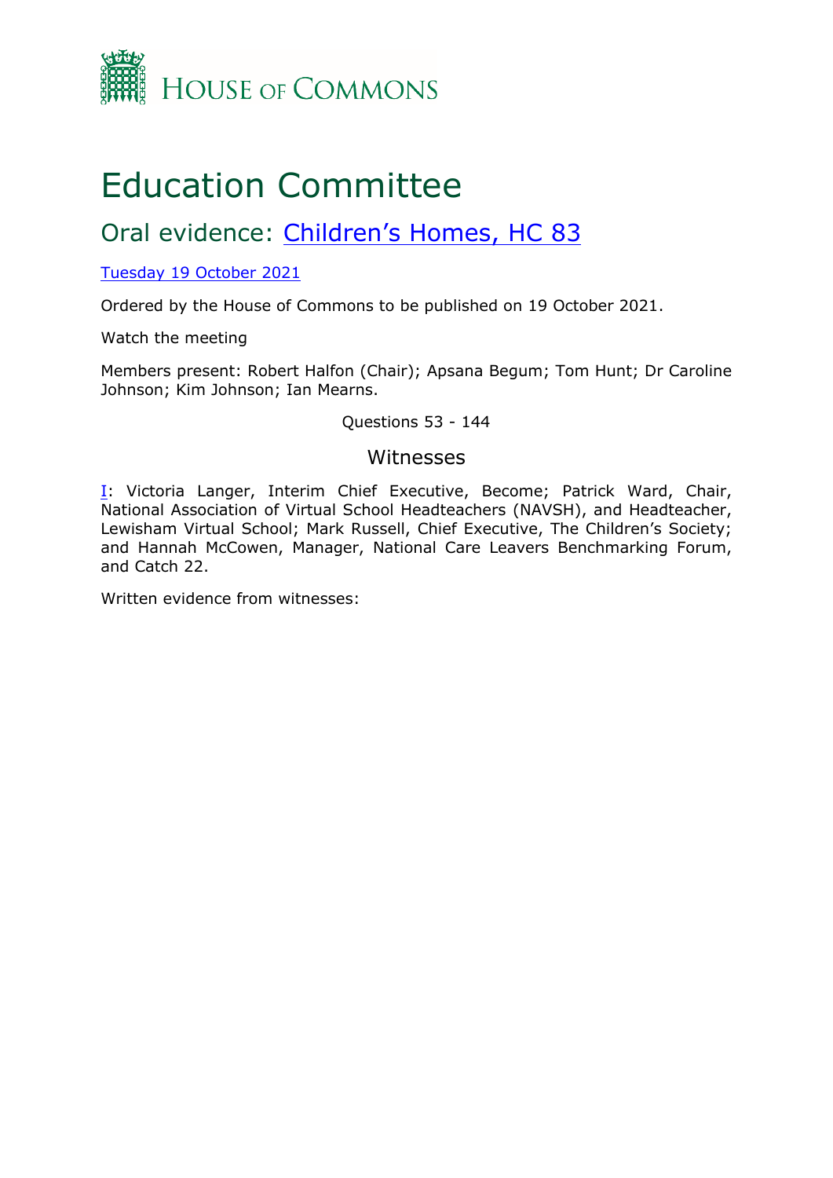HOUSE OF COMMONS

# Education Committee

## Oral evidence: Children's Homes, HC 83

Tuesday 19 October 2021

Ordered by the House of Commons to be published on 19 October 2021.

Watch the meeting

Members present: Robert Halfon (Chair); Apsana Begum; Tom Hunt; Dr Caroline Johnson; Kim Johnson; Ian Mearns.

Questions 53 - 144

### Witnesses

I: Victoria Langer, Interim Chief Executive, Become; Patrick Ward, Chair, National Association of Virtual School Headteachers (NAVSH), and Headteacher, Lewisham Virtual School; Mark Russell, Chief Executive, The Children's Society; and Hannah McCowen, Manager, National Care Leavers Benchmarking Forum, and Catch 22.

Written evidence from witnesses: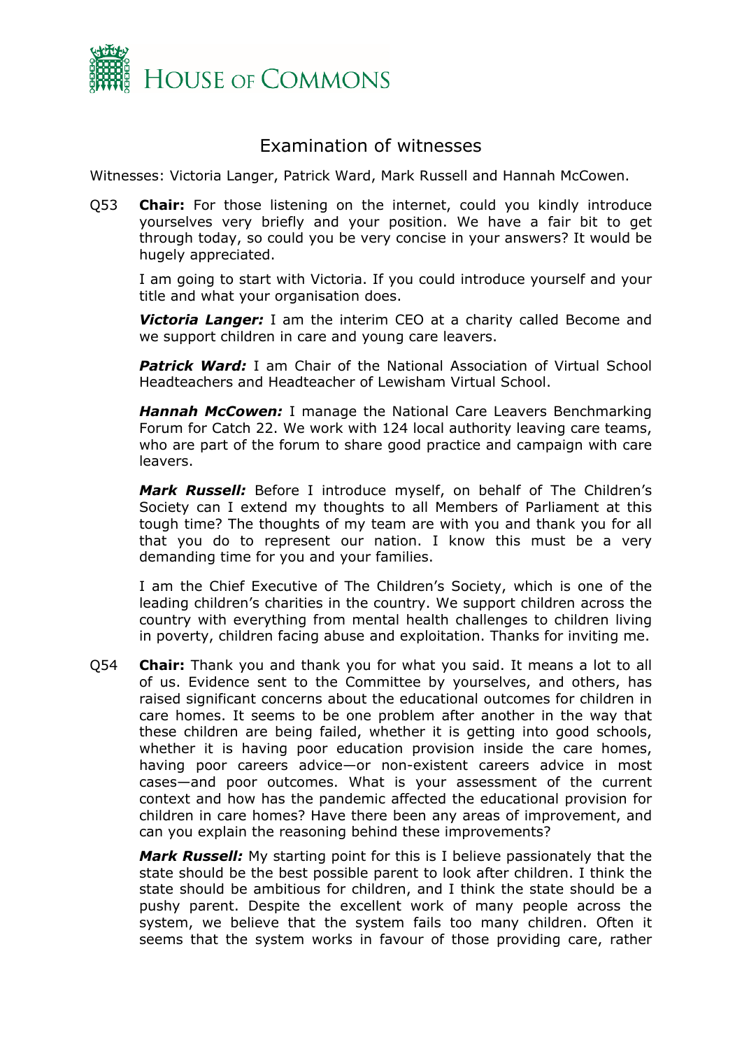# Examination of witnesses

Witnesses: Victoria Langer, Patrick Ward, Mark Russell and Hannah McCowen.

Q53 **Chair:** For those listening on the internet, could you kindly introduce yourselves very briefly and your position. We have a fair bit to get through today, so could you be very concise in your answers? It would be hugely appreciated.

I am going to start with Victoria. If you could introduce yourself and your title and what your organisation does.

***Victoria Langer:*** I am the interim CEO at a charity called Become and we support children in care and young care leavers.

***Patrick Ward:*** I am Chair of the National Association of Virtual School Headteachers and Headteacher of Lewisham Virtual School.

***Hannah McCowen:*** I manage the National Care Leavers Benchmarking Forum for Catch 22. We work with 124 local authority leaving care teams, who are part of the forum to share good practice and campaign with care leavers.

***Mark Russell:*** Before I introduce myself, on behalf of The Children's Society can I extend my thoughts to all Members of Parliament at this tough time? The thoughts of my team are with you and thank you for all that you do to represent our nation. I know this must be a very demanding time for you and your families.

I am the Chief Executive of The Children's Society, which is one of the leading children's charities in the country. We support children across the country with everything from mental health challenges to children living in poverty, children facing abuse and exploitation. Thanks for inviting me.

Q54 **Chair:** Thank you and thank you for what you said. It means a lot to all of us. Evidence sent to the Committee by yourselves, and others, has raised significant concerns about the educational outcomes for children in care homes. It seems to be one problem after another in the way that these children are being failed, whether it is getting into good schools, whether it is having poor education provision inside the care homes, having poor careers advice—or non-existent careers advice in most cases—and poor outcomes. What is your assessment of the current context and how has the pandemic affected the educational provision for children in care homes? Have there been any areas of improvement, and can you explain the reasoning behind these improvements?

***Mark Russell:*** My starting point for this is I believe passionately that the state should be the best possible parent to look after children. I think the state should be ambitious for children, and I think the state should be a pushy parent. Despite the excellent work of many people across the system, we believe that the system fails too many children. Often it seems that the system works in favour of those providing care, rather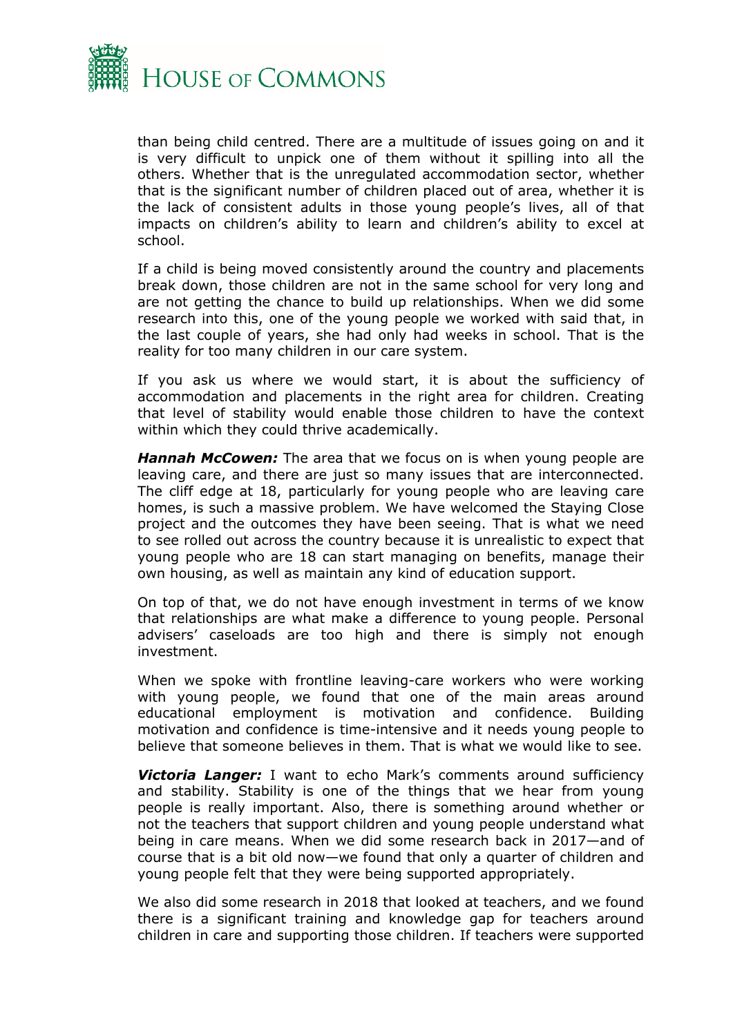than being child centred. There are a multitude of issues going on and it is very difficult to unpick one of them without it spilling into all the others. Whether that is the unregulated accommodation sector, whether that is the significant number of children placed out of area, whether it is the lack of consistent adults in those young people's lives, all of that impacts on children's ability to learn and children's ability to excel at school.

If a child is being moved consistently around the country and placements break down, those children are not in the same school for very long and are not getting the chance to build up relationships. When we did some research into this, one of the young people we worked with said that, in the last couple of years, she had only had weeks in school. That is the reality for too many children in our care system.

If you ask us where we would start, it is about the sufficiency of accommodation and placements in the right area for children. Creating that level of stability would enable those children to have the context within which they could thrive academically.

***Hannah McCowen:*** The area that we focus on is when young people are leaving care, and there are just so many issues that are interconnected. The cliff edge at 18, particularly for young people who are leaving care homes, is such a massive problem. We have welcomed the Staying Close project and the outcomes they have been seeing. That is what we need to see rolled out across the country because it is unrealistic to expect that young people who are 18 can start managing on benefits, manage their own housing, as well as maintain any kind of education support.

On top of that, we do not have enough investment in terms of we know that relationships are what make a difference to young people. Personal advisers' caseloads are too high and there is simply not enough investment.

When we spoke with frontline leaving-care workers who were working with young people, we found that one of the main areas around educational employment is motivation and confidence. Building motivation and confidence is time-intensive and it needs young people to believe that someone believes in them. That is what we would like to see.

***Victoria Langer:*** I want to echo Mark's comments around sufficiency and stability. Stability is one of the things that we hear from young people is really important. Also, there is something around whether or not the teachers that support children and young people understand what being in care means. When we did some research back in 2017—and of course that is a bit old now—we found that only a quarter of children and young people felt that they were being supported appropriately.

We also did some research in 2018 that looked at teachers, and we found there is a significant training and knowledge gap for teachers around children in care and supporting those children. If teachers were supported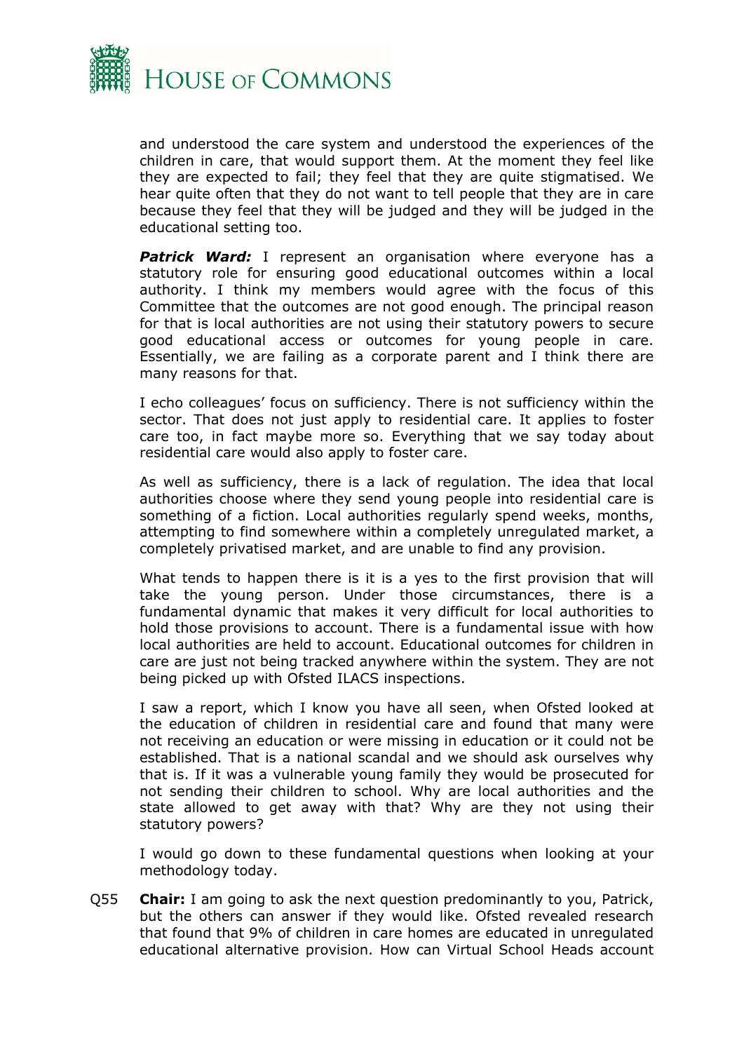and understood the care system and understood the experiences of the children in care, that would support them. At the moment they feel like they are expected to fail; they feel that they are quite stigmatised. We hear quite often that they do not want to tell people that they are in care because they feel that they will be judged and they will be judged in the educational setting too.

***Patrick Ward:*** I represent an organisation where everyone has a statutory role for ensuring good educational outcomes within a local authority. I think my members would agree with the focus of this Committee that the outcomes are not good enough. The principal reason for that is local authorities are not using their statutory powers to secure good educational access or outcomes for young people in care. Essentially, we are failing as a corporate parent and I think there are many reasons for that.

I echo colleagues' focus on sufficiency. There is not sufficiency within the sector. That does not just apply to residential care. It applies to foster care too, in fact maybe more so. Everything that we say today about residential care would also apply to foster care.

As well as sufficiency, there is a lack of regulation. The idea that local authorities choose where they send young people into residential care is something of a fiction. Local authorities regularly spend weeks, months, attempting to find somewhere within a completely unregulated market, a completely privatised market, and are unable to find any provision.

What tends to happen there is it is a yes to the first provision that will take the young person. Under those circumstances, there is a fundamental dynamic that makes it very difficult for local authorities to hold those provisions to account. There is a fundamental issue with how local authorities are held to account. Educational outcomes for children in care are just not being tracked anywhere within the system. They are not being picked up with Ofsted ILACS inspections.

I saw a report, which I know you have all seen, when Ofsted looked at the education of children in residential care and found that many were not receiving an education or were missing in education or it could not be established. That is a national scandal and we should ask ourselves why that is. If it was a vulnerable young family they would be prosecuted for not sending their children to school. Why are local authorities and the state allowed to get away with that? Why are they not using their statutory powers?

I would go down to these fundamental questions when looking at your methodology today.

Q55 **Chair:** I am going to ask the next question predominantly to you, Patrick, but the others can answer if they would like. Ofsted revealed research that found that 9% of children in care homes are educated in unregulated educational alternative provision. How can Virtual School Heads account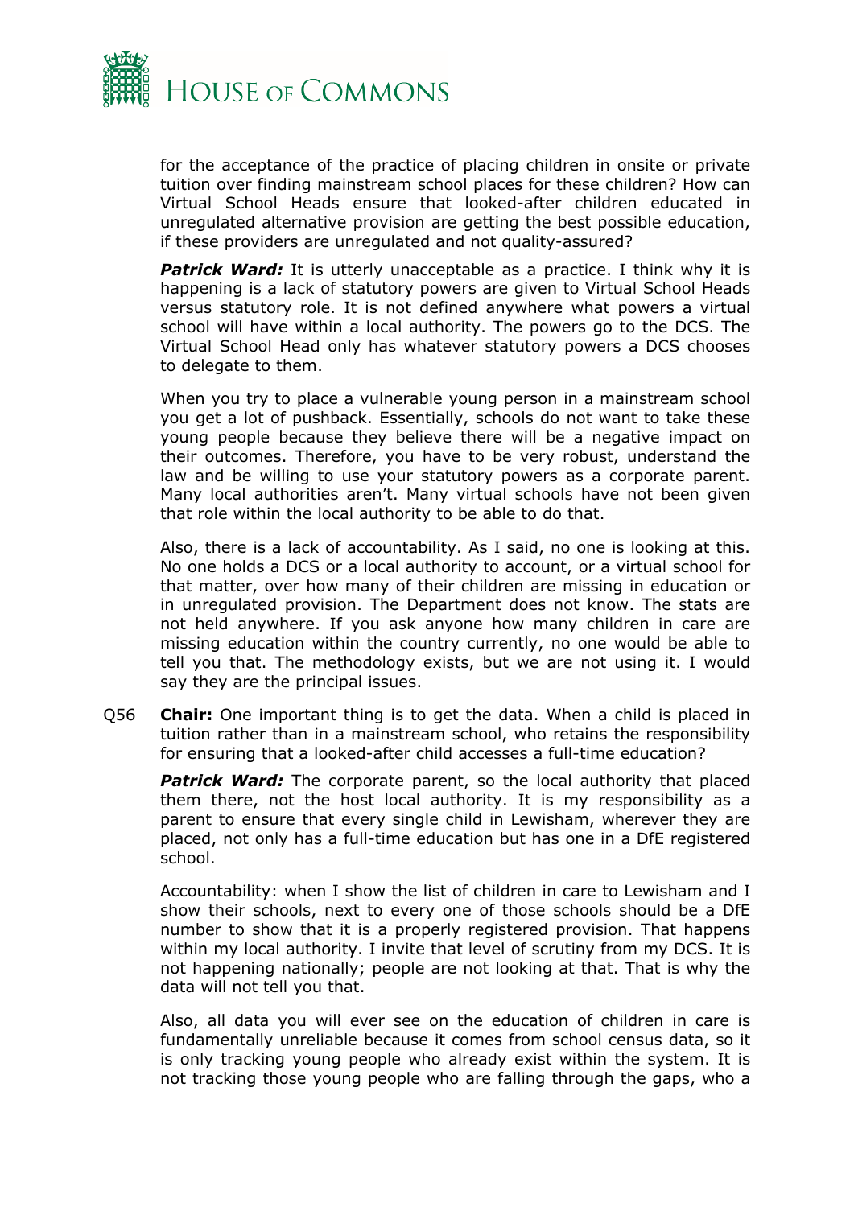for the acceptance of the practice of placing children in onsite or private tuition over finding mainstream school places for these children? How can Virtual School Heads ensure that looked-after children educated in unregulated alternative provision are getting the best possible education, if these providers are unregulated and not quality-assured?

***Patrick Ward:*** It is utterly unacceptable as a practice. I think why it is happening is a lack of statutory powers are given to Virtual School Heads versus statutory role. It is not defined anywhere what powers a virtual school will have within a local authority. The powers go to the DCS. The Virtual School Head only has whatever statutory powers a DCS chooses to delegate to them.

When you try to place a vulnerable young person in a mainstream school you get a lot of pushback. Essentially, schools do not want to take these young people because they believe there will be a negative impact on their outcomes. Therefore, you have to be very robust, understand the law and be willing to use your statutory powers as a corporate parent. Many local authorities aren't. Many virtual schools have not been given that role within the local authority to be able to do that.

Also, there is a lack of accountability. As I said, no one is looking at this. No one holds a DCS or a local authority to account, or a virtual school for that matter, over how many of their children are missing in education or in unregulated provision. The Department does not know. The stats are not held anywhere. If you ask anyone how many children in care are missing education within the country currently, no one would be able to tell you that. The methodology exists, but we are not using it. I would say they are the principal issues.

Q56 **Chair:** One important thing is to get the data. When a child is placed in tuition rather than in a mainstream school, who retains the responsibility for ensuring that a looked-after child accesses a full-time education?

***Patrick Ward:*** The corporate parent, so the local authority that placed them there, not the host local authority. It is my responsibility as a parent to ensure that every single child in Lewisham, wherever they are placed, not only has a full-time education but has one in a DfE registered school.

Accountability: when I show the list of children in care to Lewisham and I show their schools, next to every one of those schools should be a DfE number to show that it is a properly registered provision. That happens within my local authority. I invite that level of scrutiny from my DCS. It is not happening nationally; people are not looking at that. That is why the data will not tell you that.

Also, all data you will ever see on the education of children in care is fundamentally unreliable because it comes from school census data, so it is only tracking young people who already exist within the system. It is not tracking those young people who are falling through the gaps, who a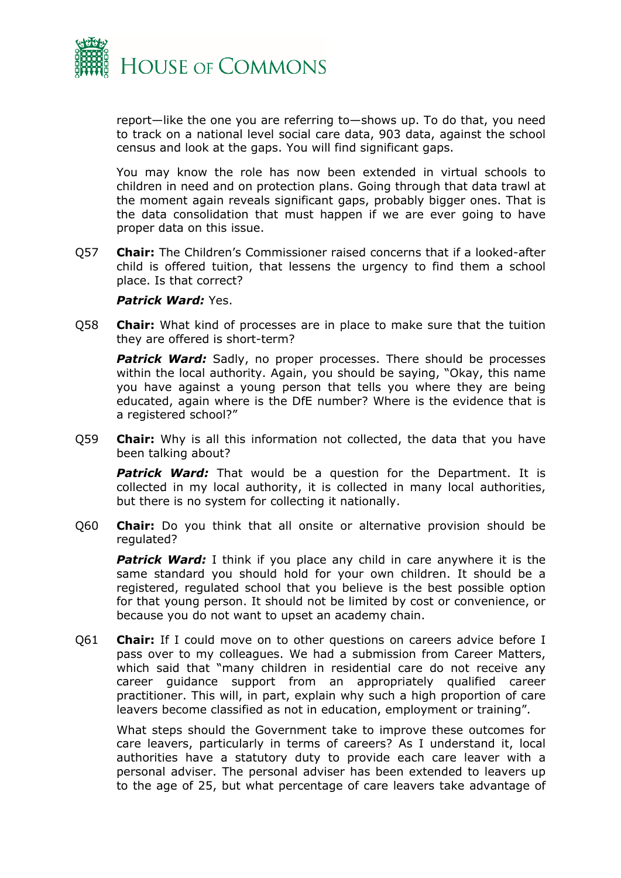report—like the one you are referring to—shows up. To do that, you need to track on a national level social care data, 903 data, against the school census and look at the gaps. You will find significant gaps.

You may know the role has now been extended in virtual schools to children in need and on protection plans. Going through that data trawl at the moment again reveals significant gaps, probably bigger ones. That is the data consolidation that must happen if we are ever going to have proper data on this issue.

Q57 **Chair:** The Children's Commissioner raised concerns that if a looked-after child is offered tuition, that lessens the urgency to find them a school place. Is that correct?

***Patrick Ward:*** Yes.

Q58 **Chair:** What kind of processes are in place to make sure that the tuition they are offered is short-term?

***Patrick Ward:*** Sadly, no proper processes. There should be processes within the local authority. Again, you should be saying, "Okay, this name you have against a young person that tells you where they are being educated, again where is the DfE number? Where is the evidence that is a registered school?"

Q59 **Chair:** Why is all this information not collected, the data that you have been talking about?

***Patrick Ward:*** That would be a question for the Department. It is collected in my local authority, it is collected in many local authorities, but there is no system for collecting it nationally.

Q60 **Chair:** Do you think that all onsite or alternative provision should be regulated?

***Patrick Ward:*** I think if you place any child in care anywhere it is the same standard you should hold for your own children. It should be a registered, regulated school that you believe is the best possible option for that young person. It should not be limited by cost or convenience, or because you do not want to upset an academy chain.

Q61 **Chair:** If I could move on to other questions on careers advice before I pass over to my colleagues. We had a submission from Career Matters, which said that "many children in residential care do not receive any career guidance support from an appropriately qualified career practitioner. This will, in part, explain why such a high proportion of care leavers become classified as not in education, employment or training".

What steps should the Government take to improve these outcomes for care leavers, particularly in terms of careers? As I understand it, local authorities have a statutory duty to provide each care leaver with a personal adviser. The personal adviser has been extended to leavers up to the age of 25, but what percentage of care leavers take advantage of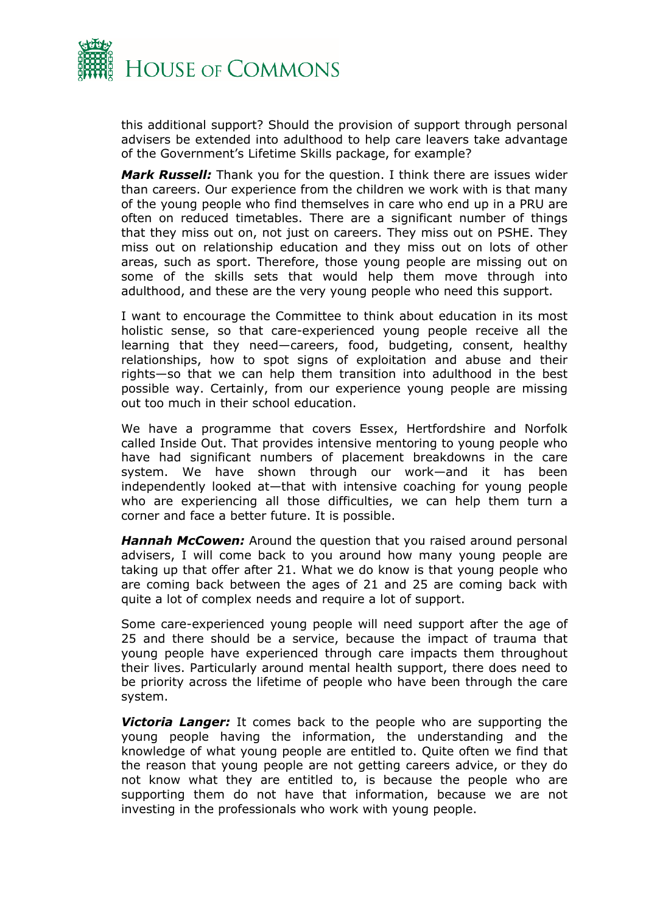this additional support? Should the provision of support through personal advisers be extended into adulthood to help care leavers take advantage of the Government's Lifetime Skills package, for example?

***Mark Russell:*** Thank you for the question. I think there are issues wider than careers. Our experience from the children we work with is that many of the young people who find themselves in care who end up in a PRU are often on reduced timetables. There are a significant number of things that they miss out on, not just on careers. They miss out on PSHE. They miss out on relationship education and they miss out on lots of other areas, such as sport. Therefore, those young people are missing out on some of the skills sets that would help them move through into adulthood, and these are the very young people who need this support.

I want to encourage the Committee to think about education in its most holistic sense, so that care-experienced young people receive all the learning that they need—careers, food, budgeting, consent, healthy relationships, how to spot signs of exploitation and abuse and their rights—so that we can help them transition into adulthood in the best possible way. Certainly, from our experience young people are missing out too much in their school education.

We have a programme that covers Essex, Hertfordshire and Norfolk called Inside Out. That provides intensive mentoring to young people who have had significant numbers of placement breakdowns in the care system. We have shown through our work—and it has been independently looked at—that with intensive coaching for young people who are experiencing all those difficulties, we can help them turn a corner and face a better future. It is possible.

***Hannah McCowen:*** Around the question that you raised around personal advisers, I will come back to you around how many young people are taking up that offer after 21. What we do know is that young people who are coming back between the ages of 21 and 25 are coming back with quite a lot of complex needs and require a lot of support.

Some care-experienced young people will need support after the age of 25 and there should be a service, because the impact of trauma that young people have experienced through care impacts them throughout their lives. Particularly around mental health support, there does need to be priority across the lifetime of people who have been through the care system.

***Victoria Langer:*** It comes back to the people who are supporting the young people having the information, the understanding and the knowledge of what young people are entitled to. Quite often we find that the reason that young people are not getting careers advice, or they do not know what they are entitled to, is because the people who are supporting them do not have that information, because we are not investing in the professionals who work with young people.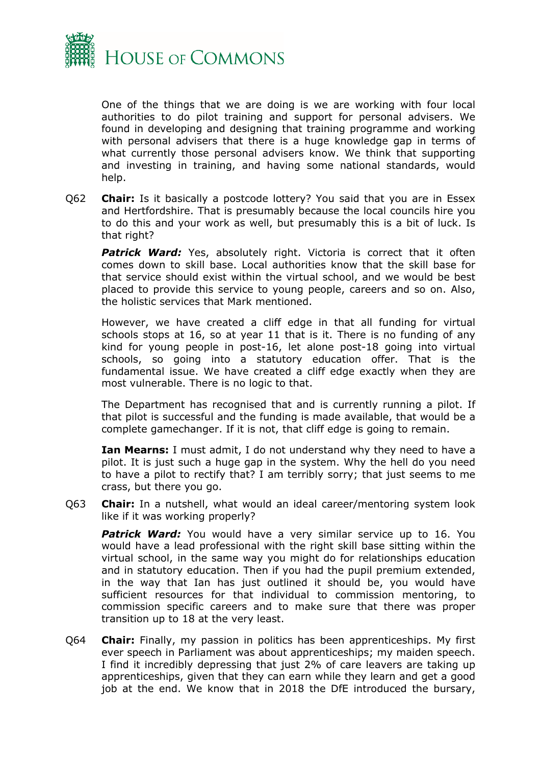One of the things that we are doing is we are working with four local authorities to do pilot training and support for personal advisers. We found in developing and designing that training programme and working with personal advisers that there is a huge knowledge gap in terms of what currently those personal advisers know. We think that supporting and investing in training, and having some national standards, would help.

Q62 **Chair:** Is it basically a postcode lottery? You said that you are in Essex and Hertfordshire. That is presumably because the local councils hire you to do this and your work as well, but presumably this is a bit of luck. Is that right?

***Patrick Ward:*** Yes, absolutely right. Victoria is correct that it often comes down to skill base. Local authorities know that the skill base for that service should exist within the virtual school, and we would be best placed to provide this service to young people, careers and so on. Also, the holistic services that Mark mentioned.

However, we have created a cliff edge in that all funding for virtual schools stops at 16, so at year 11 that is it. There is no funding of any kind for young people in post-16, let alone post-18 going into virtual schools, so going into a statutory education offer. That is the fundamental issue. We have created a cliff edge exactly when they are most vulnerable. There is no logic to that.

The Department has recognised that and is currently running a pilot. If that pilot is successful and the funding is made available, that would be a complete gamechanger. If it is not, that cliff edge is going to remain.

**Ian Mearns:** I must admit, I do not understand why they need to have a pilot. It is just such a huge gap in the system. Why the hell do you need to have a pilot to rectify that? I am terribly sorry; that just seems to me crass, but there you go.

Q63 **Chair:** In a nutshell, what would an ideal career/mentoring system look like if it was working properly?

***Patrick Ward:*** You would have a very similar service up to 16. You would have a lead professional with the right skill base sitting within the virtual school, in the same way you might do for relationships education and in statutory education. Then if you had the pupil premium extended, in the way that Ian has just outlined it should be, you would have sufficient resources for that individual to commission mentoring, to commission specific careers and to make sure that there was proper transition up to 18 at the very least.

Q64 **Chair:** Finally, my passion in politics has been apprenticeships. My first ever speech in Parliament was about apprenticeships; my maiden speech. I find it incredibly depressing that just 2% of care leavers are taking up apprenticeships, given that they can earn while they learn and get a good job at the end. We know that in 2018 the DfE introduced the bursary,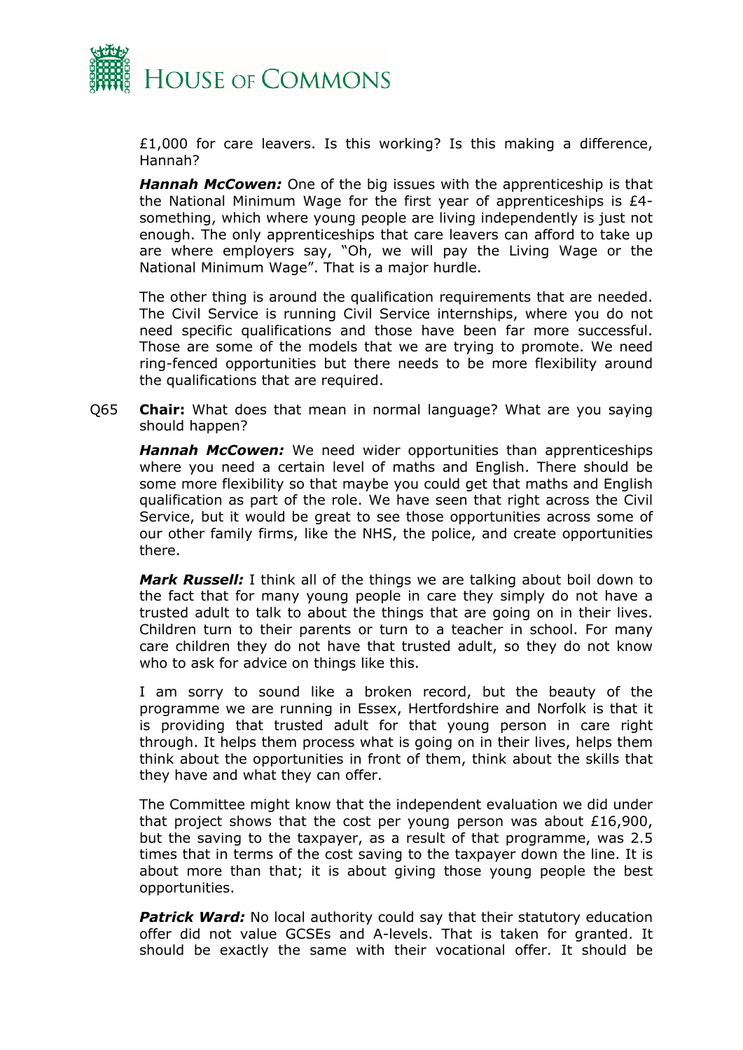£1,000 for care leavers. Is this working? Is this making a difference, Hannah?

***Hannah McCowen:*** One of the big issues with the apprenticeship is that the National Minimum Wage for the first year of apprenticeships is £4-something, which where young people are living independently is just not enough. The only apprenticeships that care leavers can afford to take up are where employers say, "Oh, we will pay the Living Wage or the National Minimum Wage". That is a major hurdle.

The other thing is around the qualification requirements that are needed. The Civil Service is running Civil Service internships, where you do not need specific qualifications and those have been far more successful. Those are some of the models that we are trying to promote. We need ring-fenced opportunities but there needs to be more flexibility around the qualifications that are required.

Q65 **Chair:** What does that mean in normal language? What are you saying should happen?

***Hannah McCowen:*** We need wider opportunities than apprenticeships where you need a certain level of maths and English. There should be some more flexibility so that maybe you could get that maths and English qualification as part of the role. We have seen that right across the Civil Service, but it would be great to see those opportunities across some of our other family firms, like the NHS, the police, and create opportunities there.

***Mark Russell:*** I think all of the things we are talking about boil down to the fact that for many young people in care they simply do not have a trusted adult to talk to about the things that are going on in their lives. Children turn to their parents or turn to a teacher in school. For many care children they do not have that trusted adult, so they do not know who to ask for advice on things like this.

I am sorry to sound like a broken record, but the beauty of the programme we are running in Essex, Hertfordshire and Norfolk is that it is providing that trusted adult for that young person in care right through. It helps them process what is going on in their lives, helps them think about the opportunities in front of them, think about the skills that they have and what they can offer.

The Committee might know that the independent evaluation we did under that project shows that the cost per young person was about £16,900, but the saving to the taxpayer, as a result of that programme, was 2.5 times that in terms of the cost saving to the taxpayer down the line. It is about more than that; it is about giving those young people the best opportunities.

***Patrick Ward:*** No local authority could say that their statutory education offer did not value GCSEs and A-levels. That is taken for granted. It should be exactly the same with their vocational offer. It should be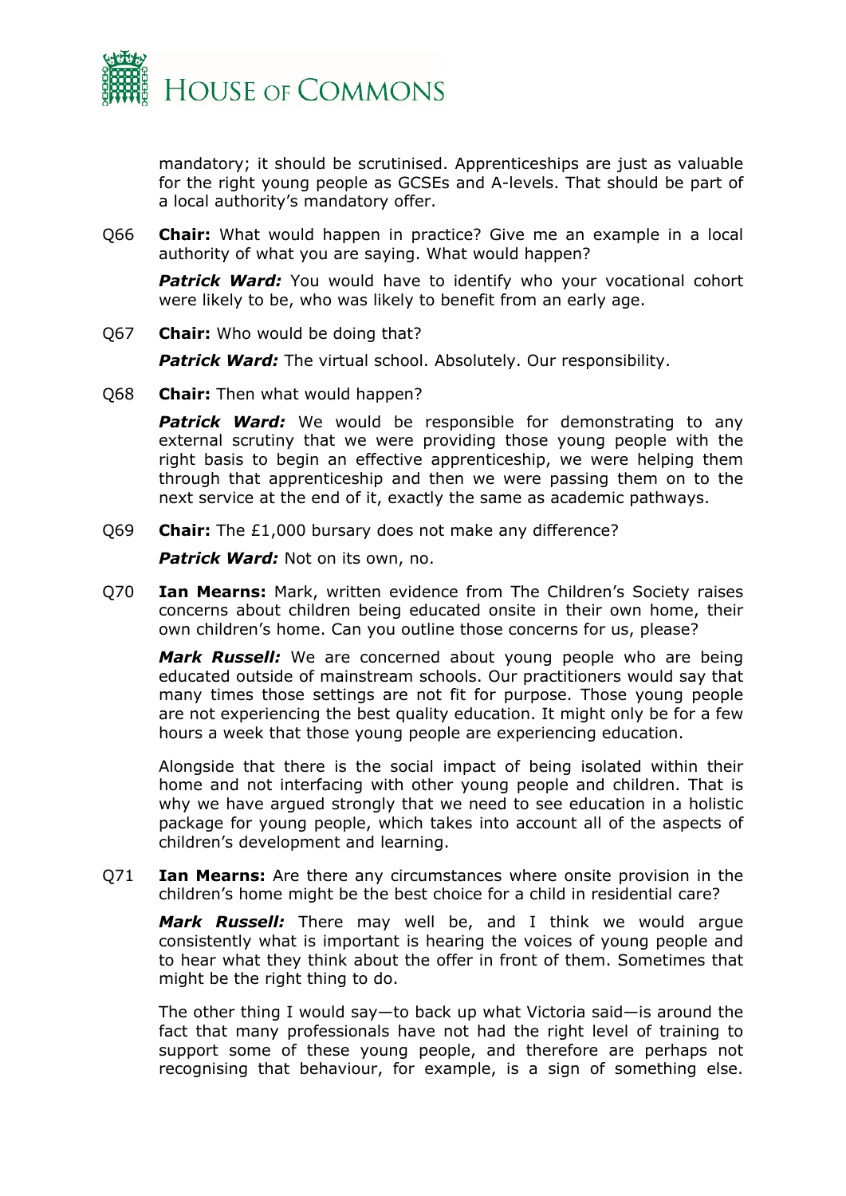mandatory; it should be scrutinised. Apprenticeships are just as valuable for the right young people as GCSEs and A-levels. That should be part of a local authority's mandatory offer.

Q66 **Chair:** What would happen in practice? Give me an example in a local authority of what you are saying. What would happen?

***Patrick Ward:*** You would have to identify who your vocational cohort were likely to be, who was likely to benefit from an early age.

Q67 **Chair:** Who would be doing that?

***Patrick Ward:*** The virtual school. Absolutely. Our responsibility.

Q68 **Chair:** Then what would happen?

***Patrick Ward:*** We would be responsible for demonstrating to any external scrutiny that we were providing those young people with the right basis to begin an effective apprenticeship, we were helping them through that apprenticeship and then we were passing them on to the next service at the end of it, exactly the same as academic pathways.

Q69 **Chair:** The £1,000 bursary does not make any difference?

***Patrick Ward:*** Not on its own, no.

Q70 **Ian Mearns:** Mark, written evidence from The Children's Society raises concerns about children being educated onsite in their own home, their own children's home. Can you outline those concerns for us, please?

***Mark Russell:*** We are concerned about young people who are being educated outside of mainstream schools. Our practitioners would say that many times those settings are not fit for purpose. Those young people are not experiencing the best quality education. It might only be for a few hours a week that those young people are experiencing education.

Alongside that there is the social impact of being isolated within their home and not interfacing with other young people and children. That is why we have argued strongly that we need to see education in a holistic package for young people, which takes into account all of the aspects of children's development and learning.

Q71 **Ian Mearns:** Are there any circumstances where onsite provision in the children's home might be the best choice for a child in residential care?

***Mark Russell:*** There may well be, and I think we would argue consistently what is important is hearing the voices of young people and to hear what they think about the offer in front of them. Sometimes that might be the right thing to do.

The other thing I would say—to back up what Victoria said—is around the fact that many professionals have not had the right level of training to support some of these young people, and therefore are perhaps not recognising that behaviour, for example, is a sign of something else.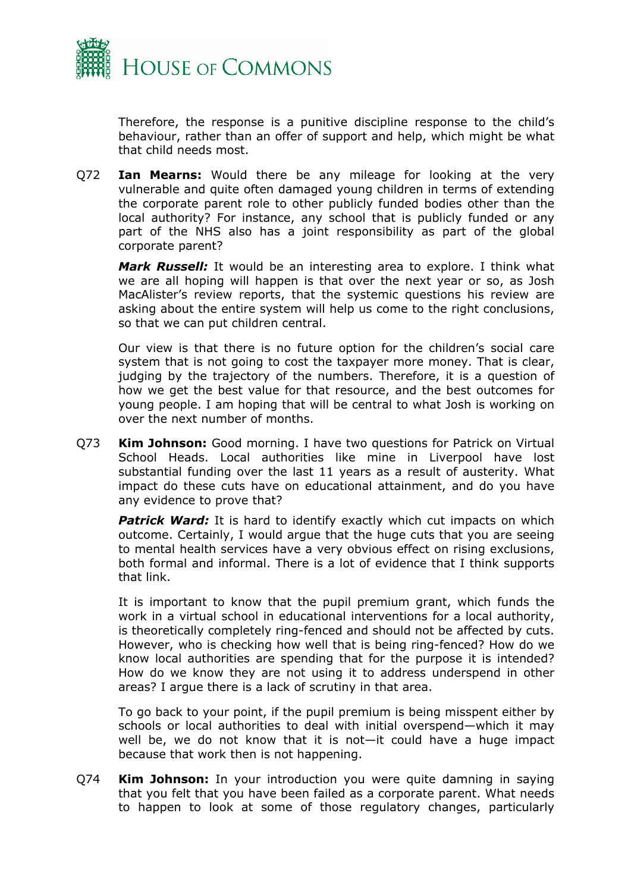Therefore, the response is a punitive discipline response to the child's behaviour, rather than an offer of support and help, which might be what that child needs most.

Q72 **Ian Mearns:** Would there be any mileage for looking at the very vulnerable and quite often damaged young children in terms of extending the corporate parent role to other publicly funded bodies other than the local authority? For instance, any school that is publicly funded or any part of the NHS also has a joint responsibility as part of the global corporate parent?

***Mark Russell:*** It would be an interesting area to explore. I think what we are all hoping will happen is that over the next year or so, as Josh MacAlister's review reports, that the systemic questions his review are asking about the entire system will help us come to the right conclusions, so that we can put children central.

Our view is that there is no future option for the children's social care system that is not going to cost the taxpayer more money. That is clear, judging by the trajectory of the numbers. Therefore, it is a question of how we get the best value for that resource, and the best outcomes for young people. I am hoping that will be central to what Josh is working on over the next number of months.

Q73 **Kim Johnson:** Good morning. I have two questions for Patrick on Virtual School Heads. Local authorities like mine in Liverpool have lost substantial funding over the last 11 years as a result of austerity. What impact do these cuts have on educational attainment, and do you have any evidence to prove that?

***Patrick Ward:*** It is hard to identify exactly which cut impacts on which outcome. Certainly, I would argue that the huge cuts that you are seeing to mental health services have a very obvious effect on rising exclusions, both formal and informal. There is a lot of evidence that I think supports that link.

It is important to know that the pupil premium grant, which funds the work in a virtual school in educational interventions for a local authority, is theoretically completely ring-fenced and should not be affected by cuts. However, who is checking how well that is being ring-fenced? How do we know local authorities are spending that for the purpose it is intended? How do we know they are not using it to address underspend in other areas? I argue there is a lack of scrutiny in that area.

To go back to your point, if the pupil premium is being misspent either by schools or local authorities to deal with initial overspend—which it may well be, we do not know that it is not—it could have a huge impact because that work then is not happening.

Q74 **Kim Johnson:** In your introduction you were quite damning in saying that you felt that you have been failed as a corporate parent. What needs to happen to look at some of those regulatory changes, particularly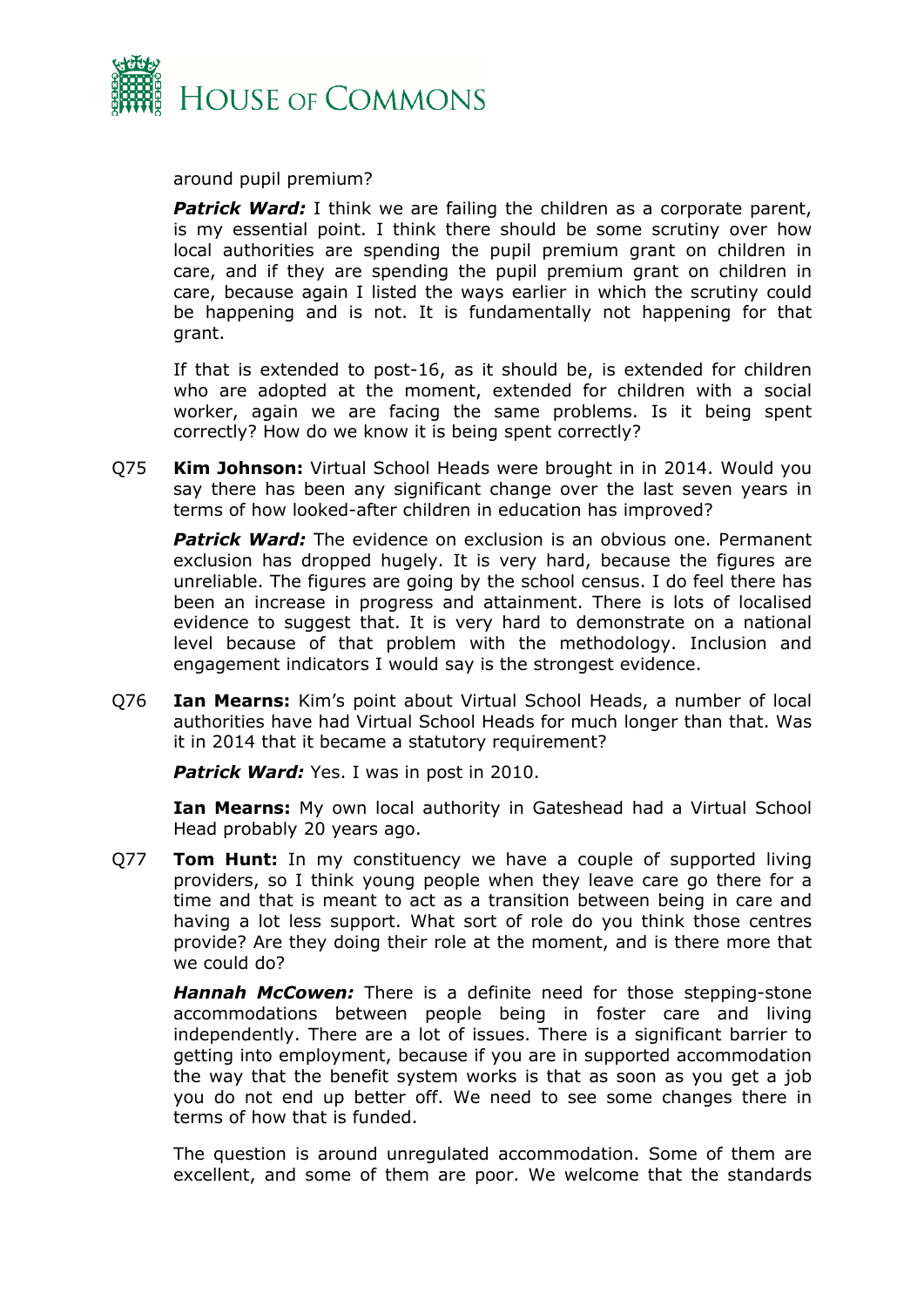around pupil premium?

***Patrick Ward:*** I think we are failing the children as a corporate parent, is my essential point. I think there should be some scrutiny over how local authorities are spending the pupil premium grant on children in care, and if they are spending the pupil premium grant on children in care, because again I listed the ways earlier in which the scrutiny could be happening and is not. It is fundamentally not happening for that grant.

If that is extended to post-16, as it should be, is extended for children who are adopted at the moment, extended for children with a social worker, again we are facing the same problems. Is it being spent correctly? How do we know it is being spent correctly?

Q75 **Kim Johnson:** Virtual School Heads were brought in in 2014. Would you say there has been any significant change over the last seven years in terms of how looked-after children in education has improved?

***Patrick Ward:*** The evidence on exclusion is an obvious one. Permanent exclusion has dropped hugely. It is very hard, because the figures are unreliable. The figures are going by the school census. I do feel there has been an increase in progress and attainment. There is lots of localised evidence to suggest that. It is very hard to demonstrate on a national level because of that problem with the methodology. Inclusion and engagement indicators I would say is the strongest evidence.

Q76 **Ian Mearns:** Kim's point about Virtual School Heads, a number of local authorities have had Virtual School Heads for much longer than that. Was it in 2014 that it became a statutory requirement?

***Patrick Ward:*** Yes. I was in post in 2010.

**Ian Mearns:** My own local authority in Gateshead had a Virtual School Head probably 20 years ago.

Q77 **Tom Hunt:** In my constituency we have a couple of supported living providers, so I think young people when they leave care go there for a time and that is meant to act as a transition between being in care and having a lot less support. What sort of role do you think those centres provide? Are they doing their role at the moment, and is there more that we could do?

***Hannah McCowen:*** There is a definite need for those stepping-stone accommodations between people being in foster care and living independently. There are a lot of issues. There is a significant barrier to getting into employment, because if you are in supported accommodation the way that the benefit system works is that as soon as you get a job you do not end up better off. We need to see some changes there in terms of how that is funded.

The question is around unregulated accommodation. Some of them are excellent, and some of them are poor. We welcome that the standards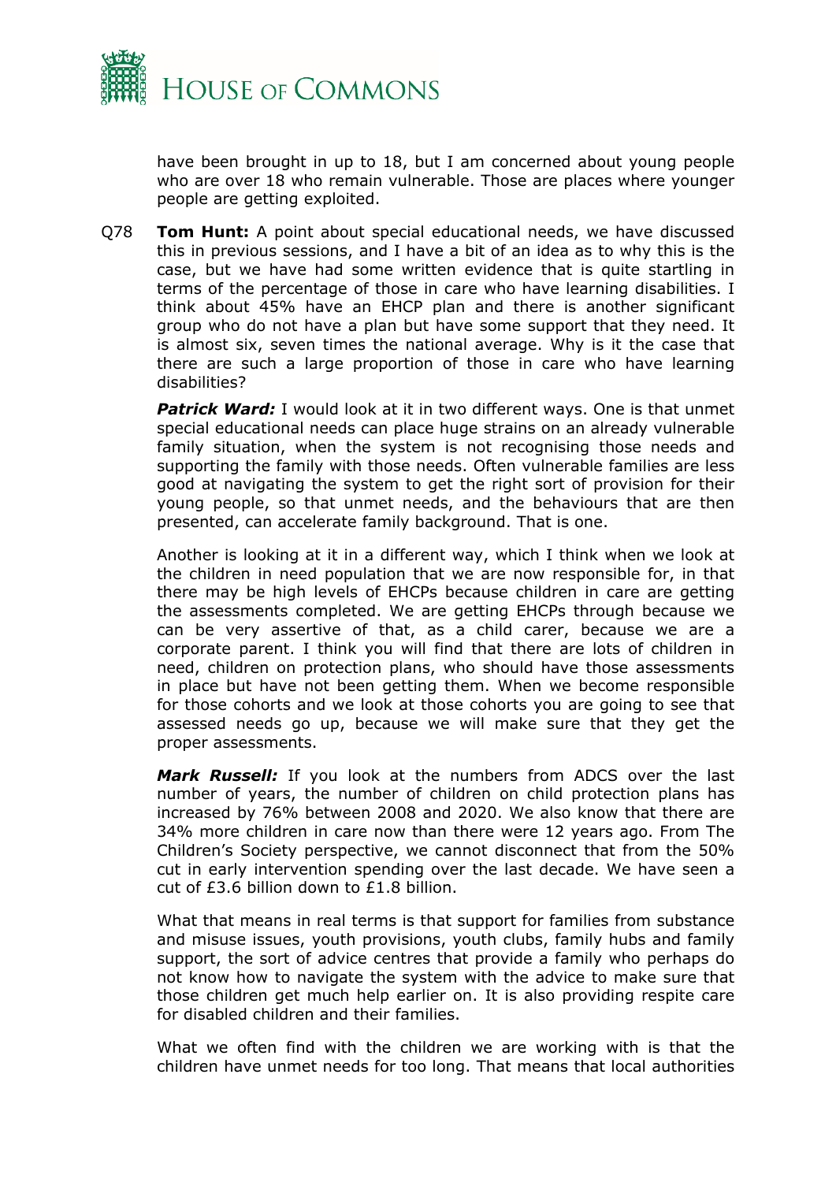have been brought in up to 18, but I am concerned about young people who are over 18 who remain vulnerable. Those are places where younger people are getting exploited.

Q78 **Tom Hunt:** A point about special educational needs, we have discussed this in previous sessions, and I have a bit of an idea as to why this is the case, but we have had some written evidence that is quite startling in terms of the percentage of those in care who have learning disabilities. I think about 45% have an EHCP plan and there is another significant group who do not have a plan but have some support that they need. It is almost six, seven times the national average. Why is it the case that there are such a large proportion of those in care who have learning disabilities?

***Patrick Ward:*** I would look at it in two different ways. One is that unmet special educational needs can place huge strains on an already vulnerable family situation, when the system is not recognising those needs and supporting the family with those needs. Often vulnerable families are less good at navigating the system to get the right sort of provision for their young people, so that unmet needs, and the behaviours that are then presented, can accelerate family background. That is one.

Another is looking at it in a different way, which I think when we look at the children in need population that we are now responsible for, in that there may be high levels of EHCPs because children in care are getting the assessments completed. We are getting EHCPs through because we can be very assertive of that, as a child carer, because we are a corporate parent. I think you will find that there are lots of children in need, children on protection plans, who should have those assessments in place but have not been getting them. When we become responsible for those cohorts and we look at those cohorts you are going to see that assessed needs go up, because we will make sure that they get the proper assessments.

***Mark Russell:*** If you look at the numbers from ADCS over the last number of years, the number of children on child protection plans has increased by 76% between 2008 and 2020. We also know that there are 34% more children in care now than there were 12 years ago. From The Children's Society perspective, we cannot disconnect that from the 50% cut in early intervention spending over the last decade. We have seen a cut of £3.6 billion down to £1.8 billion.

What that means in real terms is that support for families from substance and misuse issues, youth provisions, youth clubs, family hubs and family support, the sort of advice centres that provide a family who perhaps do not know how to navigate the system with the advice to make sure that those children get much help earlier on. It is also providing respite care for disabled children and their families.

What we often find with the children we are working with is that the children have unmet needs for too long. That means that local authorities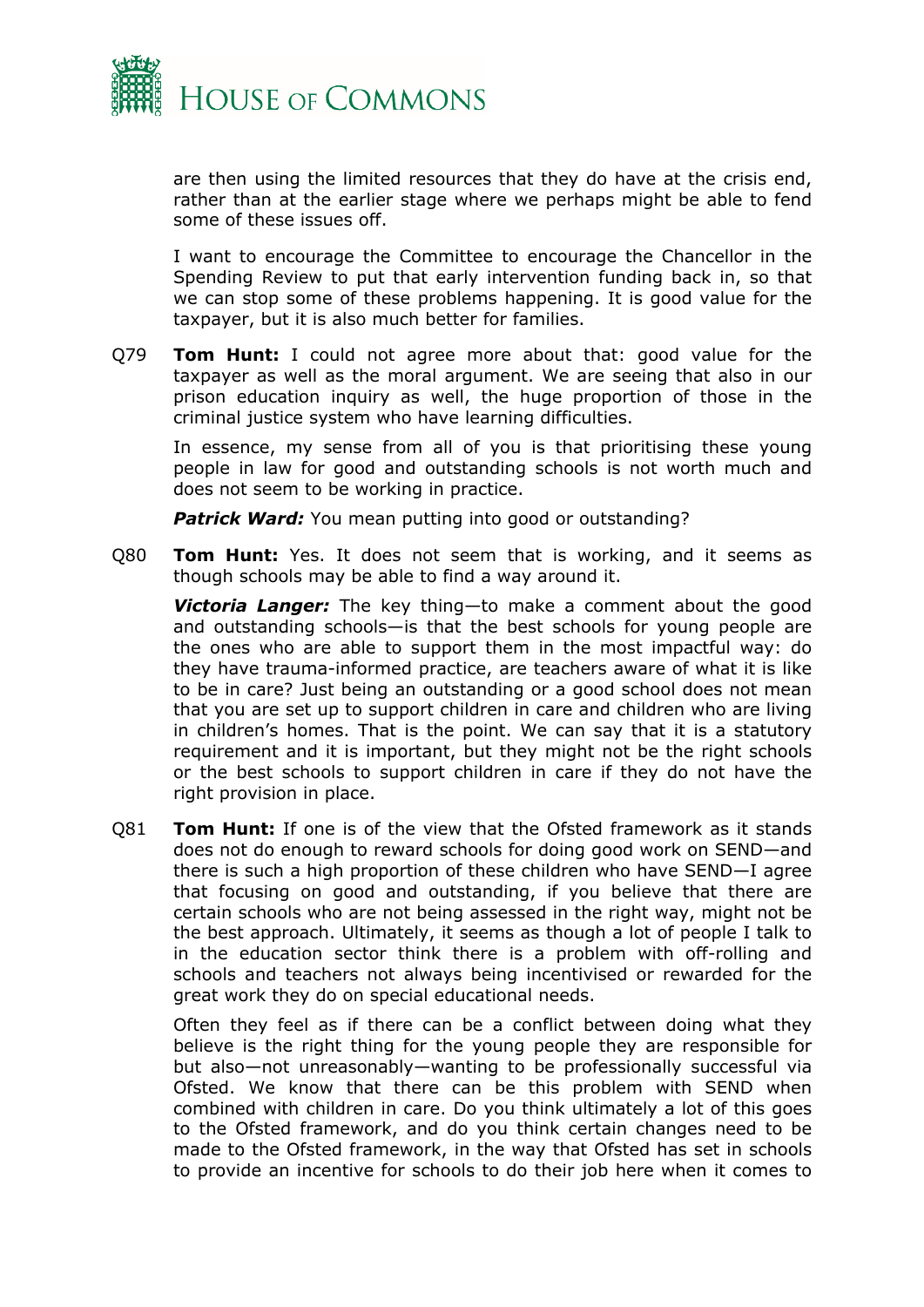are then using the limited resources that they do have at the crisis end, rather than at the earlier stage where we perhaps might be able to fend some of these issues off.

I want to encourage the Committee to encourage the Chancellor in the Spending Review to put that early intervention funding back in, so that we can stop some of these problems happening. It is good value for the taxpayer, but it is also much better for families.

Q79 **Tom Hunt:** I could not agree more about that: good value for the taxpayer as well as the moral argument. We are seeing that also in our prison education inquiry as well, the huge proportion of those in the criminal justice system who have learning difficulties.

In essence, my sense from all of you is that prioritising these young people in law for good and outstanding schools is not worth much and does not seem to be working in practice.

***Patrick Ward:*** You mean putting into good or outstanding?

Q80 **Tom Hunt:** Yes. It does not seem that is working, and it seems as though schools may be able to find a way around it.

***Victoria Langer:*** The key thing—to make a comment about the good and outstanding schools—is that the best schools for young people are the ones who are able to support them in the most impactful way: do they have trauma-informed practice, are teachers aware of what it is like to be in care? Just being an outstanding or a good school does not mean that you are set up to support children in care and children who are living in children's homes. That is the point. We can say that it is a statutory requirement and it is important, but they might not be the right schools or the best schools to support children in care if they do not have the right provision in place.

Q81 **Tom Hunt:** If one is of the view that the Ofsted framework as it stands does not do enough to reward schools for doing good work on SEND—and there is such a high proportion of these children who have SEND—I agree that focusing on good and outstanding, if you believe that there are certain schools who are not being assessed in the right way, might not be the best approach. Ultimately, it seems as though a lot of people I talk to in the education sector think there is a problem with off-rolling and schools and teachers not always being incentivised or rewarded for the great work they do on special educational needs.

Often they feel as if there can be a conflict between doing what they believe is the right thing for the young people they are responsible for but also—not unreasonably—wanting to be professionally successful via Ofsted. We know that there can be this problem with SEND when combined with children in care. Do you think ultimately a lot of this goes to the Ofsted framework, and do you think certain changes need to be made to the Ofsted framework, in the way that Ofsted has set in schools to provide an incentive for schools to do their job here when it comes to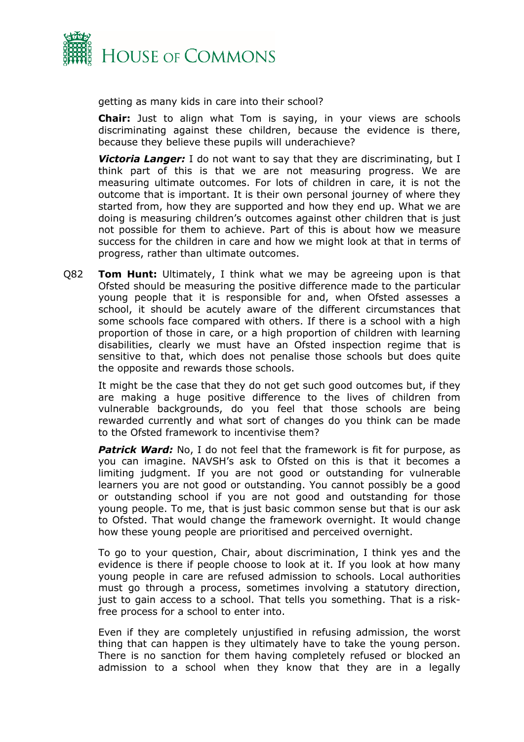getting as many kids in care into their school?

**Chair:** Just to align what Tom is saying, in your views are schools discriminating against these children, because the evidence is there, because they believe these pupils will underachieve?

***Victoria Langer:*** I do not want to say that they are discriminating, but I think part of this is that we are not measuring progress. We are measuring ultimate outcomes. For lots of children in care, it is not the outcome that is important. It is their own personal journey of where they started from, how they are supported and how they end up. What we are doing is measuring children's outcomes against other children that is just not possible for them to achieve. Part of this is about how we measure success for the children in care and how we might look at that in terms of progress, rather than ultimate outcomes.

Q82 **Tom Hunt:** Ultimately, I think what we may be agreeing upon is that Ofsted should be measuring the positive difference made to the particular young people that it is responsible for and, when Ofsted assesses a school, it should be acutely aware of the different circumstances that some schools face compared with others. If there is a school with a high proportion of those in care, or a high proportion of children with learning disabilities, clearly we must have an Ofsted inspection regime that is sensitive to that, which does not penalise those schools but does quite the opposite and rewards those schools.

It might be the case that they do not get such good outcomes but, if they are making a huge positive difference to the lives of children from vulnerable backgrounds, do you feel that those schools are being rewarded currently and what sort of changes do you think can be made to the Ofsted framework to incentivise them?

***Patrick Ward:*** No, I do not feel that the framework is fit for purpose, as you can imagine. NAVSH's ask to Ofsted on this is that it becomes a limiting judgment. If you are not good or outstanding for vulnerable learners you are not good or outstanding. You cannot possibly be a good or outstanding school if you are not good and outstanding for those young people. To me, that is just basic common sense but that is our ask to Ofsted. That would change the framework overnight. It would change how these young people are prioritised and perceived overnight.

To go to your question, Chair, about discrimination, I think yes and the evidence is there if people choose to look at it. If you look at how many young people in care are refused admission to schools. Local authorities must go through a process, sometimes involving a statutory direction, just to gain access to a school. That tells you something. That is a risk-free process for a school to enter into.

Even if they are completely unjustified in refusing admission, the worst thing that can happen is they ultimately have to take the young person. There is no sanction for them having completely refused or blocked an admission to a school when they know that they are in a legally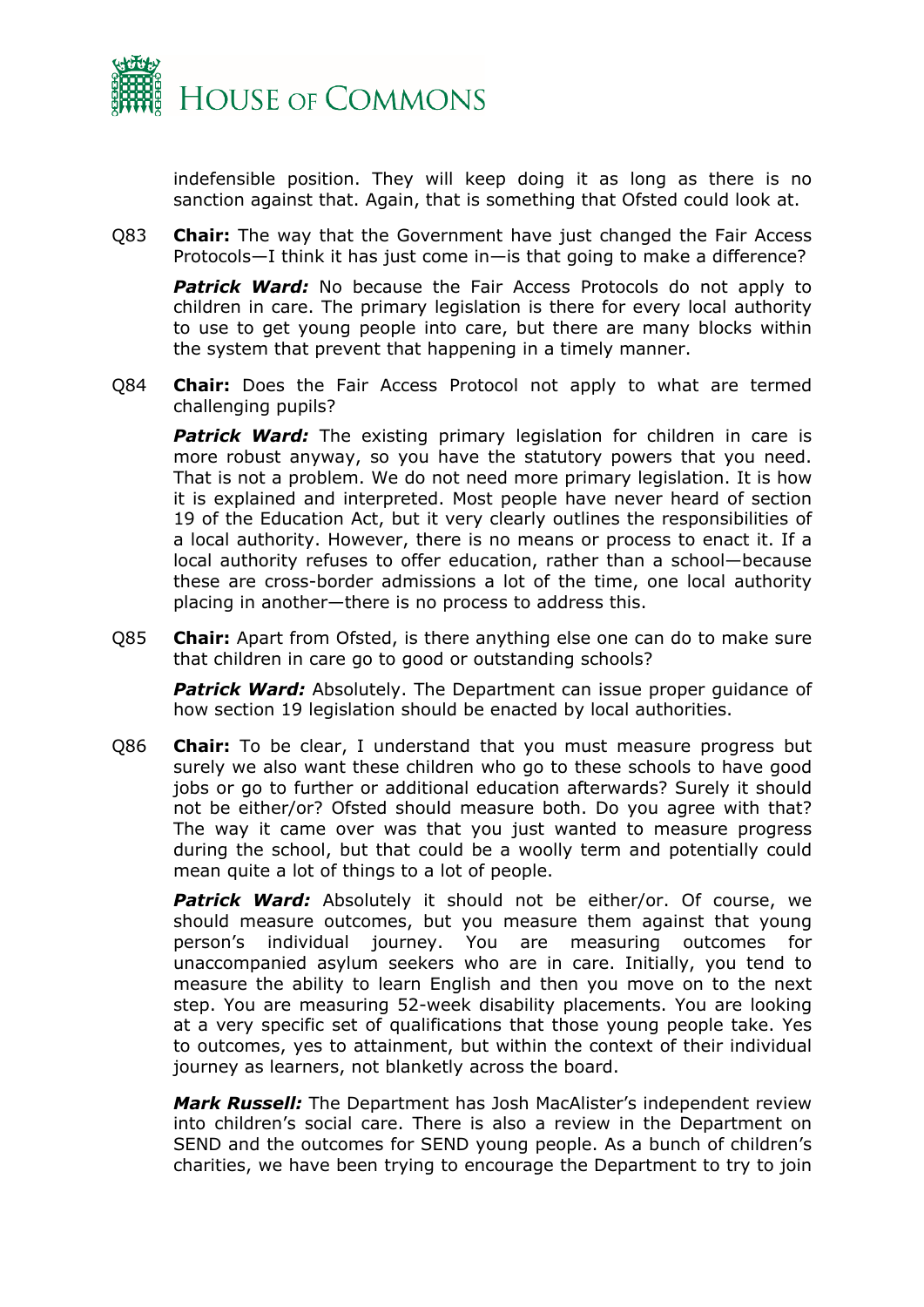indefensible position. They will keep doing it as long as there is no sanction against that. Again, that is something that Ofsted could look at.

Q83 **Chair:** The way that the Government have just changed the Fair Access Protocols—I think it has just come in—is that going to make a difference?

***Patrick Ward:*** No because the Fair Access Protocols do not apply to children in care. The primary legislation is there for every local authority to use to get young people into care, but there are many blocks within the system that prevent that happening in a timely manner.

Q84 **Chair:** Does the Fair Access Protocol not apply to what are termed challenging pupils?

***Patrick Ward:*** The existing primary legislation for children in care is more robust anyway, so you have the statutory powers that you need. That is not a problem. We do not need more primary legislation. It is how it is explained and interpreted. Most people have never heard of section 19 of the Education Act, but it very clearly outlines the responsibilities of a local authority. However, there is no means or process to enact it. If a local authority refuses to offer education, rather than a school—because these are cross-border admissions a lot of the time, one local authority placing in another—there is no process to address this.

Q85 **Chair:** Apart from Ofsted, is there anything else one can do to make sure that children in care go to good or outstanding schools?

***Patrick Ward:*** Absolutely. The Department can issue proper guidance of how section 19 legislation should be enacted by local authorities.

Q86 **Chair:** To be clear, I understand that you must measure progress but surely we also want these children who go to these schools to have good jobs or go to further or additional education afterwards? Surely it should not be either/or? Ofsted should measure both. Do you agree with that? The way it came over was that you just wanted to measure progress during the school, but that could be a woolly term and potentially could mean quite a lot of things to a lot of people.

***Patrick Ward:*** Absolutely it should not be either/or. Of course, we should measure outcomes, but you measure them against that young person's individual journey. You are measuring outcomes for unaccompanied asylum seekers who are in care. Initially, you tend to measure the ability to learn English and then you move on to the next step. You are measuring 52-week disability placements. You are looking at a very specific set of qualifications that those young people take. Yes to outcomes, yes to attainment, but within the context of their individual journey as learners, not blanketly across the board.

***Mark Russell:*** The Department has Josh MacAlister's independent review into children's social care. There is also a review in the Department on SEND and the outcomes for SEND young people. As a bunch of children's charities, we have been trying to encourage the Department to try to join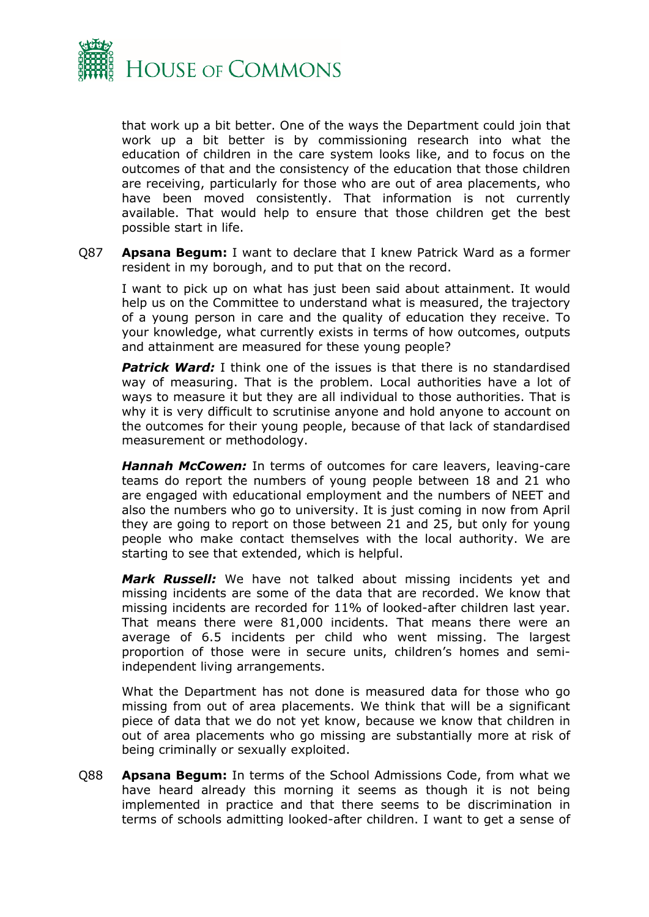that work up a bit better. One of the ways the Department could join that work up a bit better is by commissioning research into what the education of children in the care system looks like, and to focus on the outcomes of that and the consistency of the education that those children are receiving, particularly for those who are out of area placements, who have been moved consistently. That information is not currently available. That would help to ensure that those children get the best possible start in life.

Q87 **Apsana Begum:** I want to declare that I knew Patrick Ward as a former resident in my borough, and to put that on the record.

I want to pick up on what has just been said about attainment. It would help us on the Committee to understand what is measured, the trajectory of a young person in care and the quality of education they receive. To your knowledge, what currently exists in terms of how outcomes, outputs and attainment are measured for these young people?

***Patrick Ward:*** I think one of the issues is that there is no standardised way of measuring. That is the problem. Local authorities have a lot of ways to measure it but they are all individual to those authorities. That is why it is very difficult to scrutinise anyone and hold anyone to account on the outcomes for their young people, because of that lack of standardised measurement or methodology.

***Hannah McCowen:*** In terms of outcomes for care leavers, leaving-care teams do report the numbers of young people between 18 and 21 who are engaged with educational employment and the numbers of NEET and also the numbers who go to university. It is just coming in now from April they are going to report on those between 21 and 25, but only for young people who make contact themselves with the local authority. We are starting to see that extended, which is helpful.

***Mark Russell:*** We have not talked about missing incidents yet and missing incidents are some of the data that are recorded. We know that missing incidents are recorded for 11% of looked-after children last year. That means there were 81,000 incidents. That means there were an average of 6.5 incidents per child who went missing. The largest proportion of those were in secure units, children's homes and semi-independent living arrangements.

What the Department has not done is measured data for those who go missing from out of area placements. We think that will be a significant piece of data that we do not yet know, because we know that children in out of area placements who go missing are substantially more at risk of being criminally or sexually exploited.

Q88 **Apsana Begum:** In terms of the School Admissions Code, from what we have heard already this morning it seems as though it is not being implemented in practice and that there seems to be discrimination in terms of schools admitting looked-after children. I want to get a sense of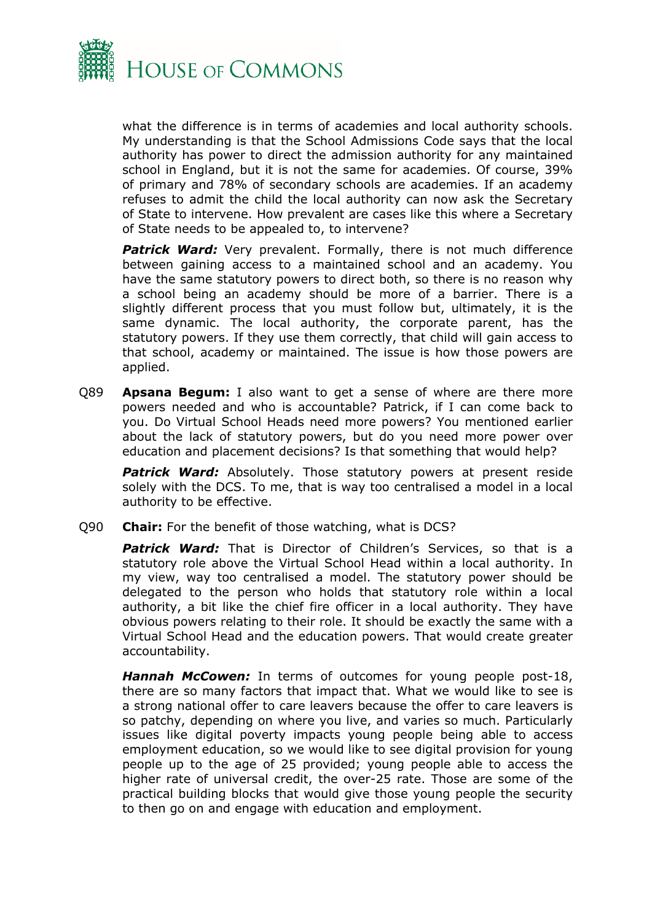what the difference is in terms of academies and local authority schools. My understanding is that the School Admissions Code says that the local authority has power to direct the admission authority for any maintained school in England, but it is not the same for academies. Of course, 39% of primary and 78% of secondary schools are academies. If an academy refuses to admit the child the local authority can now ask the Secretary of State to intervene. How prevalent are cases like this where a Secretary of State needs to be appealed to, to intervene?

***Patrick Ward:*** Very prevalent. Formally, there is not much difference between gaining access to a maintained school and an academy. You have the same statutory powers to direct both, so there is no reason why a school being an academy should be more of a barrier. There is a slightly different process that you must follow but, ultimately, it is the same dynamic. The local authority, the corporate parent, has the statutory powers. If they use them correctly, that child will gain access to that school, academy or maintained. The issue is how those powers are applied.

Q89 **Apsana Begum:** I also want to get a sense of where are there more powers needed and who is accountable? Patrick, if I can come back to you. Do Virtual School Heads need more powers? You mentioned earlier about the lack of statutory powers, but do you need more power over education and placement decisions? Is that something that would help?

***Patrick Ward:*** Absolutely. Those statutory powers at present reside solely with the DCS. To me, that is way too centralised a model in a local authority to be effective.

Q90 **Chair:** For the benefit of those watching, what is DCS?

***Patrick Ward:*** That is Director of Children's Services, so that is a statutory role above the Virtual School Head within a local authority. In my view, way too centralised a model. The statutory power should be delegated to the person who holds that statutory role within a local authority, a bit like the chief fire officer in a local authority. They have obvious powers relating to their role. It should be exactly the same with a Virtual School Head and the education powers. That would create greater accountability.

***Hannah McCowen:*** In terms of outcomes for young people post-18, there are so many factors that impact that. What we would like to see is a strong national offer to care leavers because the offer to care leavers is so patchy, depending on where you live, and varies so much. Particularly issues like digital poverty impacts young people being able to access employment education, so we would like to see digital provision for young people up to the age of 25 provided; young people able to access the higher rate of universal credit, the over-25 rate. Those are some of the practical building blocks that would give those young people the security to then go on and engage with education and employment.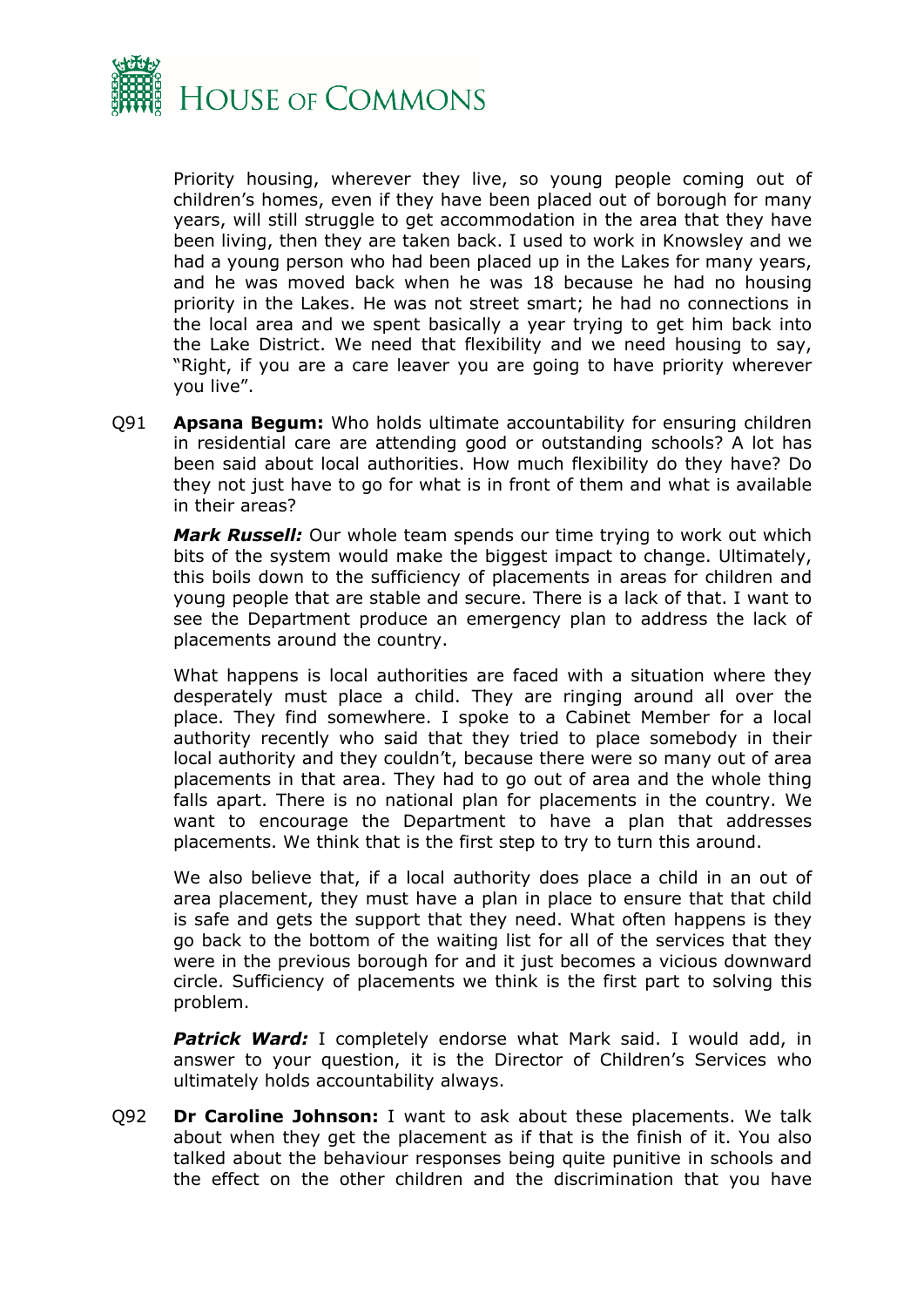Priority housing, wherever they live, so young people coming out of children's homes, even if they have been placed out of borough for many years, will still struggle to get accommodation in the area that they have been living, then they are taken back. I used to work in Knowsley and we had a young person who had been placed up in the Lakes for many years, and he was moved back when he was 18 because he had no housing priority in the Lakes. He was not street smart; he had no connections in the local area and we spent basically a year trying to get him back into the Lake District. We need that flexibility and we need housing to say, "Right, if you are a care leaver you are going to have priority wherever you live".

Q91 **Apsana Begum:** Who holds ultimate accountability for ensuring children in residential care are attending good or outstanding schools? A lot has been said about local authorities. How much flexibility do they have? Do they not just have to go for what is in front of them and what is available in their areas?

***Mark Russell:*** Our whole team spends our time trying to work out which bits of the system would make the biggest impact to change. Ultimately, this boils down to the sufficiency of placements in areas for children and young people that are stable and secure. There is a lack of that. I want to see the Department produce an emergency plan to address the lack of placements around the country.

What happens is local authorities are faced with a situation where they desperately must place a child. They are ringing around all over the place. They find somewhere. I spoke to a Cabinet Member for a local authority recently who said that they tried to place somebody in their local authority and they couldn't, because there were so many out of area placements in that area. They had to go out of area and the whole thing falls apart. There is no national plan for placements in the country. We want to encourage the Department to have a plan that addresses placements. We think that is the first step to try to turn this around.

We also believe that, if a local authority does place a child in an out of area placement, they must have a plan in place to ensure that that child is safe and gets the support that they need. What often happens is they go back to the bottom of the waiting list for all of the services that they were in the previous borough for and it just becomes a vicious downward circle. Sufficiency of placements we think is the first part to solving this problem.

***Patrick Ward:*** I completely endorse what Mark said. I would add, in answer to your question, it is the Director of Children's Services who ultimately holds accountability always.

Q92 **Dr Caroline Johnson:** I want to ask about these placements. We talk about when they get the placement as if that is the finish of it. You also talked about the behaviour responses being quite punitive in schools and the effect on the other children and the discrimination that you have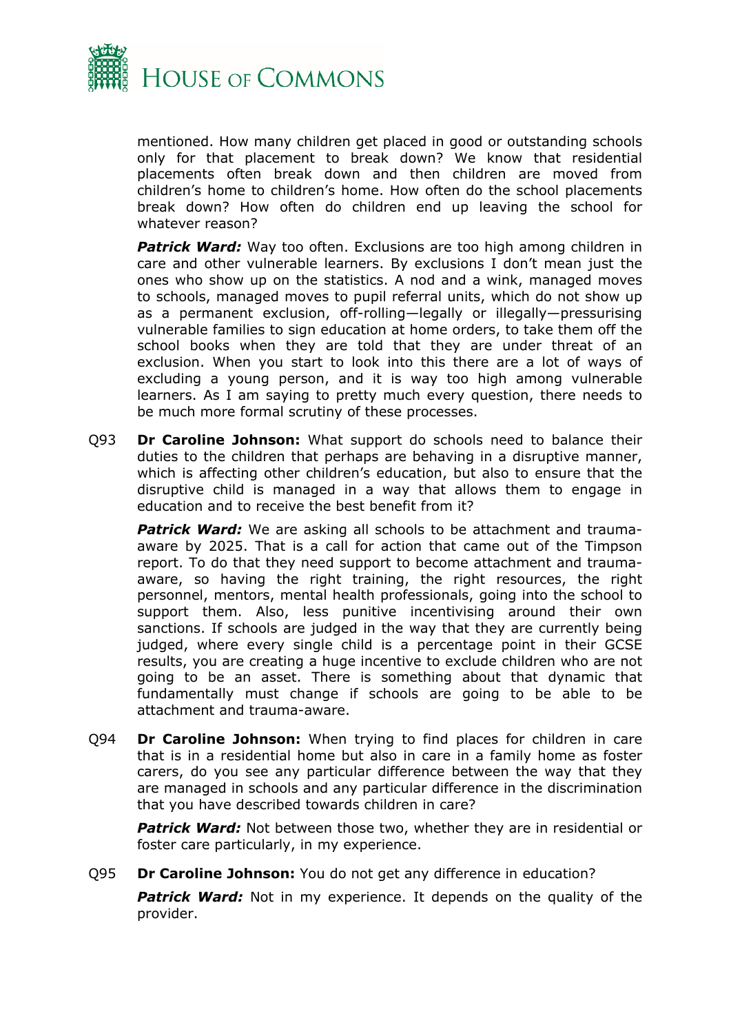mentioned. How many children get placed in good or outstanding schools only for that placement to break down? We know that residential placements often break down and then children are moved from children's home to children's home. How often do the school placements break down? How often do children end up leaving the school for whatever reason?

***Patrick Ward:*** Way too often. Exclusions are too high among children in care and other vulnerable learners. By exclusions I don't mean just the ones who show up on the statistics. A nod and a wink, managed moves to schools, managed moves to pupil referral units, which do not show up as a permanent exclusion, off-rolling—legally or illegally—pressurising vulnerable families to sign education at home orders, to take them off the school books when they are told that they are under threat of an exclusion. When you start to look into this there are a lot of ways of excluding a young person, and it is way too high among vulnerable learners. As I am saying to pretty much every question, there needs to be much more formal scrutiny of these processes.

Q93 **Dr Caroline Johnson:** What support do schools need to balance their duties to the children that perhaps are behaving in a disruptive manner, which is affecting other children's education, but also to ensure that the disruptive child is managed in a way that allows them to engage in education and to receive the best benefit from it?

***Patrick Ward:*** We are asking all schools to be attachment and trauma-aware by 2025. That is a call for action that came out of the Timpson report. To do that they need support to become attachment and trauma-aware, so having the right training, the right resources, the right personnel, mentors, mental health professionals, going into the school to support them. Also, less punitive incentivising around their own sanctions. If schools are judged in the way that they are currently being judged, where every single child is a percentage point in their GCSE results, you are creating a huge incentive to exclude children who are not going to be an asset. There is something about that dynamic that fundamentally must change if schools are going to be able to be attachment and trauma-aware.

Q94 **Dr Caroline Johnson:** When trying to find places for children in care that is in a residential home but also in care in a family home as foster carers, do you see any particular difference between the way that they are managed in schools and any particular difference in the discrimination that you have described towards children in care?

***Patrick Ward:*** Not between those two, whether they are in residential or foster care particularly, in my experience.

Q95 **Dr Caroline Johnson:** You do not get any difference in education?

***Patrick Ward:*** Not in my experience. It depends on the quality of the provider.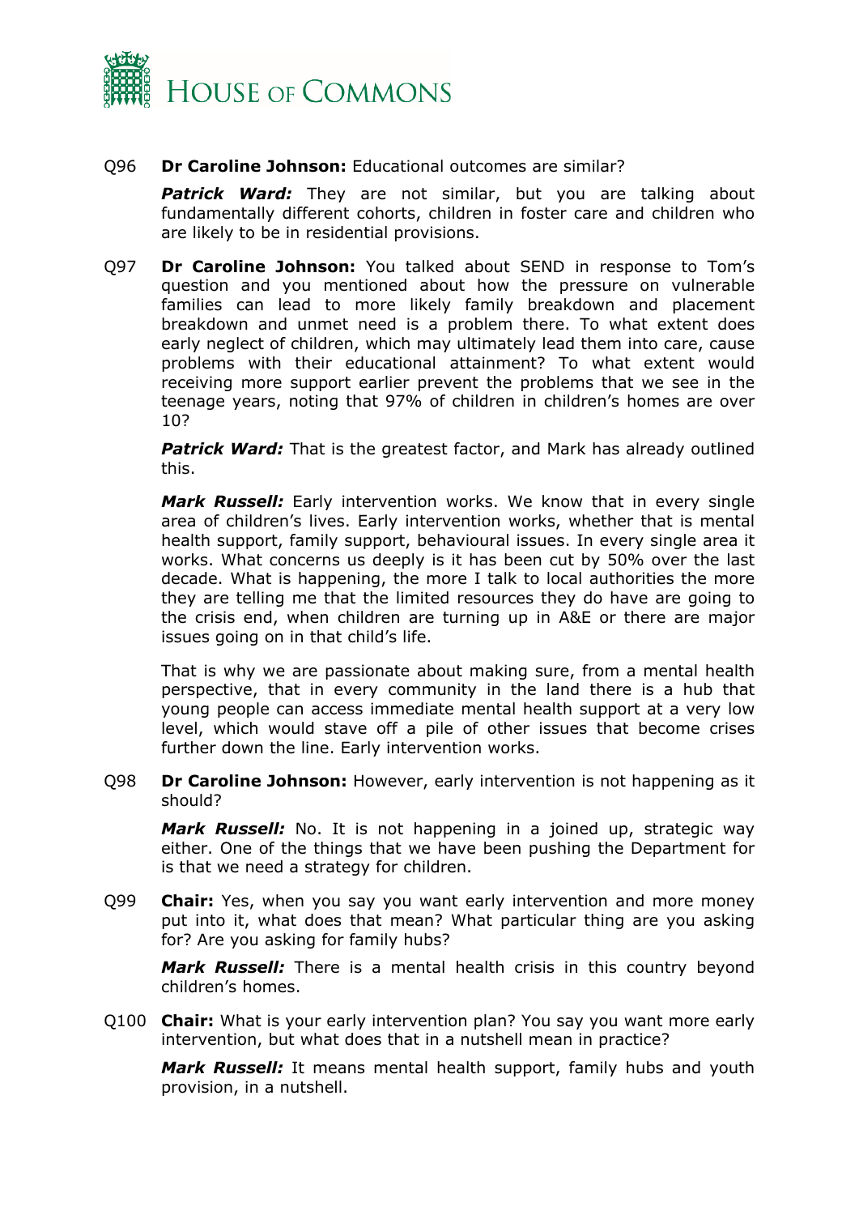Q96 **Dr Caroline Johnson:** Educational outcomes are similar?

***Patrick Ward:*** They are not similar, but you are talking about fundamentally different cohorts, children in foster care and children who are likely to be in residential provisions.

Q97 **Dr Caroline Johnson:** You talked about SEND in response to Tom's question and you mentioned about how the pressure on vulnerable families can lead to more likely family breakdown and placement breakdown and unmet need is a problem there. To what extent does early neglect of children, which may ultimately lead them into care, cause problems with their educational attainment? To what extent would receiving more support earlier prevent the problems that we see in the teenage years, noting that 97% of children in children's homes are over 10?

***Patrick Ward:*** That is the greatest factor, and Mark has already outlined this.

***Mark Russell:*** Early intervention works. We know that in every single area of children's lives. Early intervention works, whether that is mental health support, family support, behavioural issues. In every single area it works. What concerns us deeply is it has been cut by 50% over the last decade. What is happening, the more I talk to local authorities the more they are telling me that the limited resources they do have are going to the crisis end, when children are turning up in A&E or there are major issues going on in that child's life.

That is why we are passionate about making sure, from a mental health perspective, that in every community in the land there is a hub that young people can access immediate mental health support at a very low level, which would stave off a pile of other issues that become crises further down the line. Early intervention works.

Q98 **Dr Caroline Johnson:** However, early intervention is not happening as it should?

***Mark Russell:*** No. It is not happening in a joined up, strategic way either. One of the things that we have been pushing the Department for is that we need a strategy for children.

Q99 **Chair:** Yes, when you say you want early intervention and more money put into it, what does that mean? What particular thing are you asking for? Are you asking for family hubs?

***Mark Russell:*** There is a mental health crisis in this country beyond children's homes.

Q100 **Chair:** What is your early intervention plan? You say you want more early intervention, but what does that in a nutshell mean in practice?

***Mark Russell:*** It means mental health support, family hubs and youth provision, in a nutshell.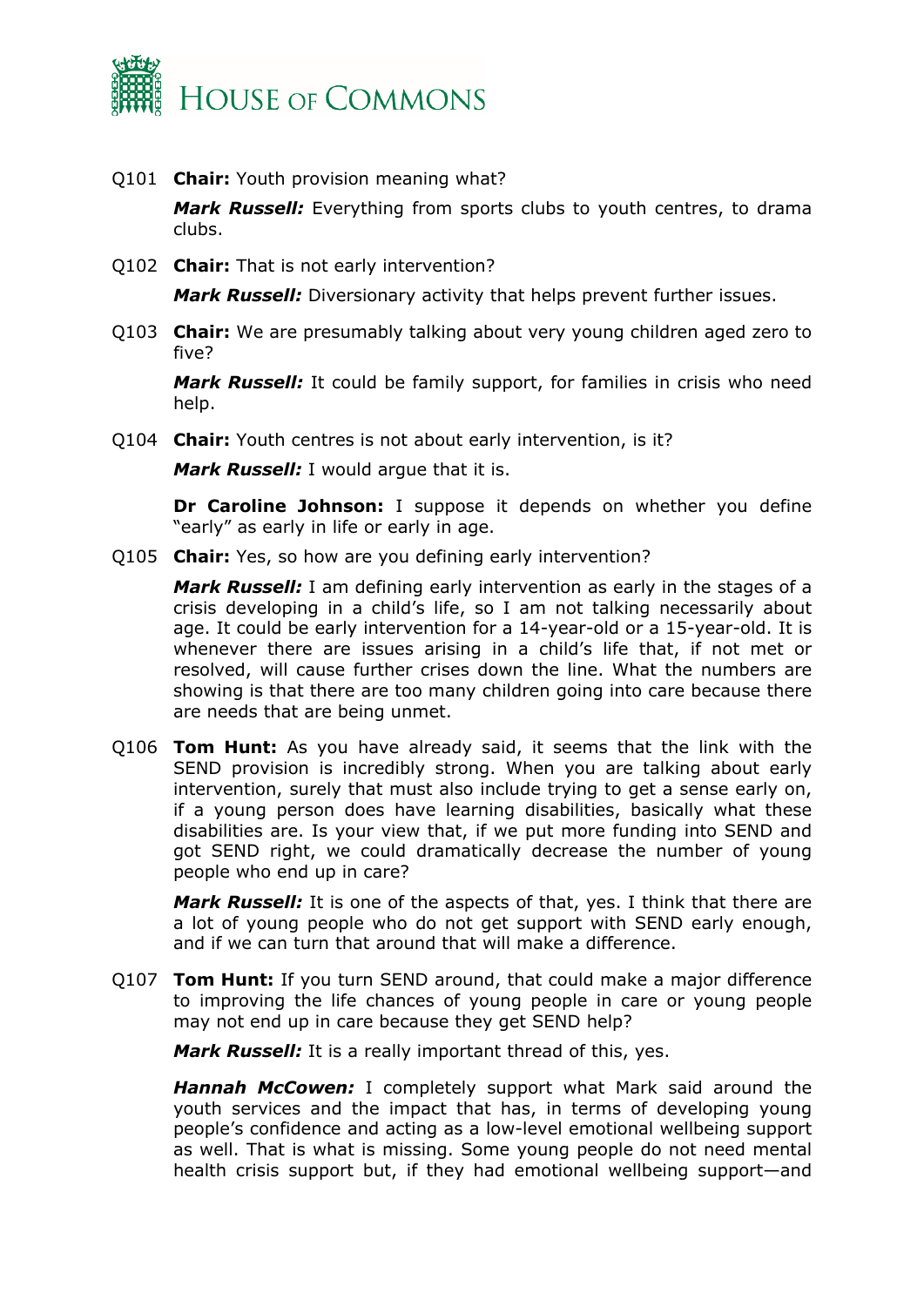Q101 **Chair:** Youth provision meaning what?

***Mark Russell:*** Everything from sports clubs to youth centres, to drama clubs.

Q102 **Chair:** That is not early intervention?

***Mark Russell:*** Diversionary activity that helps prevent further issues.

Q103 **Chair:** We are presumably talking about very young children aged zero to five?

***Mark Russell:*** It could be family support, for families in crisis who need help.

Q104 **Chair:** Youth centres is not about early intervention, is it?

***Mark Russell:*** I would argue that it is.

**Dr Caroline Johnson:** I suppose it depends on whether you define "early" as early in life or early in age.

Q105 **Chair:** Yes, so how are you defining early intervention?

***Mark Russell:*** I am defining early intervention as early in the stages of a crisis developing in a child's life, so I am not talking necessarily about age. It could be early intervention for a 14-year-old or a 15-year-old. It is whenever there are issues arising in a child's life that, if not met or resolved, will cause further crises down the line. What the numbers are showing is that there are too many children going into care because there are needs that are being unmet.

Q106 **Tom Hunt:** As you have already said, it seems that the link with the SEND provision is incredibly strong. When you are talking about early intervention, surely that must also include trying to get a sense early on, if a young person does have learning disabilities, basically what these disabilities are. Is your view that, if we put more funding into SEND and got SEND right, we could dramatically decrease the number of young people who end up in care?

***Mark Russell:*** It is one of the aspects of that, yes. I think that there are a lot of young people who do not get support with SEND early enough, and if we can turn that around that will make a difference.

Q107 **Tom Hunt:** If you turn SEND around, that could make a major difference to improving the life chances of young people in care or young people may not end up in care because they get SEND help?

***Mark Russell:*** It is a really important thread of this, yes.

***Hannah McCowen:*** I completely support what Mark said around the youth services and the impact that has, in terms of developing young people's confidence and acting as a low-level emotional wellbeing support as well. That is what is missing. Some young people do not need mental health crisis support but, if they had emotional wellbeing support—and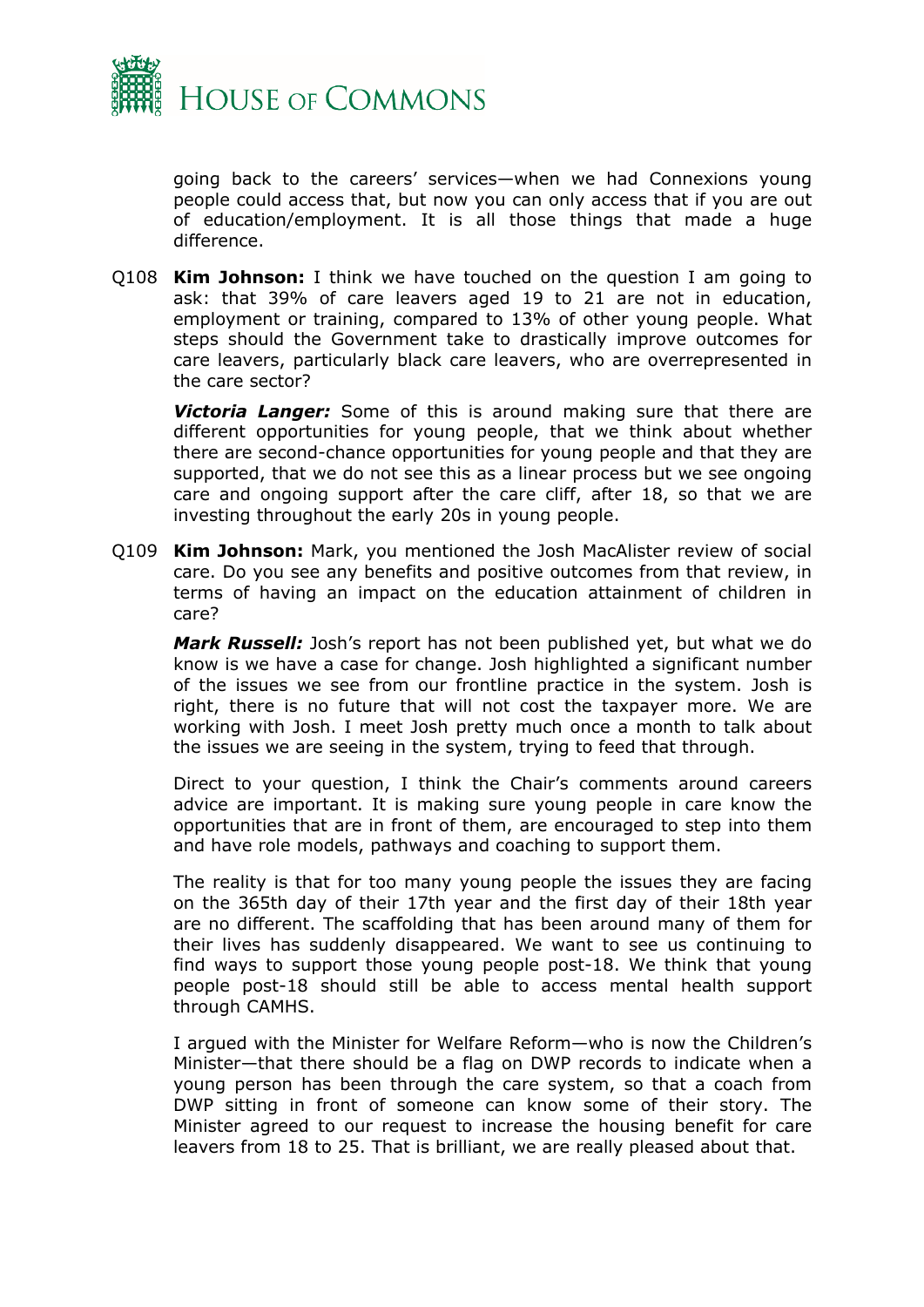going back to the careers' services—when we had Connexions young people could access that, but now you can only access that if you are out of education/employment. It is all those things that made a huge difference.

Q108 **Kim Johnson:** I think we have touched on the question I am going to ask: that 39% of care leavers aged 19 to 21 are not in education, employment or training, compared to 13% of other young people. What steps should the Government take to drastically improve outcomes for care leavers, particularly black care leavers, who are overrepresented in the care sector?

***Victoria Langer:*** Some of this is around making sure that there are different opportunities for young people, that we think about whether there are second-chance opportunities for young people and that they are supported, that we do not see this as a linear process but we see ongoing care and ongoing support after the care cliff, after 18, so that we are investing throughout the early 20s in young people.

Q109 **Kim Johnson:** Mark, you mentioned the Josh MacAlister review of social care. Do you see any benefits and positive outcomes from that review, in terms of having an impact on the education attainment of children in care?

***Mark Russell:*** Josh's report has not been published yet, but what we do know is we have a case for change. Josh highlighted a significant number of the issues we see from our frontline practice in the system. Josh is right, there is no future that will not cost the taxpayer more. We are working with Josh. I meet Josh pretty much once a month to talk about the issues we are seeing in the system, trying to feed that through.

Direct to your question, I think the Chair's comments around careers advice are important. It is making sure young people in care know the opportunities that are in front of them, are encouraged to step into them and have role models, pathways and coaching to support them.

The reality is that for too many young people the issues they are facing on the 365th day of their 17th year and the first day of their 18th year are no different. The scaffolding that has been around many of them for their lives has suddenly disappeared. We want to see us continuing to find ways to support those young people post-18. We think that young people post-18 should still be able to access mental health support through CAMHS.

I argued with the Minister for Welfare Reform—who is now the Children's Minister—that there should be a flag on DWP records to indicate when a young person has been through the care system, so that a coach from DWP sitting in front of someone can know some of their story. The Minister agreed to our request to increase the housing benefit for care leavers from 18 to 25. That is brilliant, we are really pleased about that.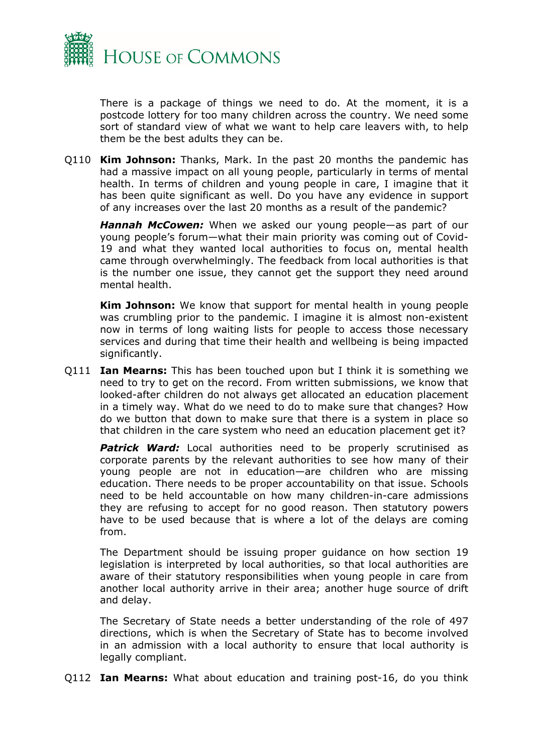There is a package of things we need to do. At the moment, it is a postcode lottery for too many children across the country. We need some sort of standard view of what we want to help care leavers with, to help them be the best adults they can be.

Q110 **Kim Johnson:** Thanks, Mark. In the past 20 months the pandemic has had a massive impact on all young people, particularly in terms of mental health. In terms of children and young people in care, I imagine that it has been quite significant as well. Do you have any evidence in support of any increases over the last 20 months as a result of the pandemic?

***Hannah McCowen:*** When we asked our young people—as part of our young people's forum—what their main priority was coming out of Covid-19 and what they wanted local authorities to focus on, mental health came through overwhelmingly. The feedback from local authorities is that is the number one issue, they cannot get the support they need around mental health.

**Kim Johnson:** We know that support for mental health in young people was crumbling prior to the pandemic. I imagine it is almost non-existent now in terms of long waiting lists for people to access those necessary services and during that time their health and wellbeing is being impacted significantly.

Q111 **Ian Mearns:** This has been touched upon but I think it is something we need to try to get on the record. From written submissions, we know that looked-after children do not always get allocated an education placement in a timely way. What do we need to do to make sure that changes? How do we button that down to make sure that there is a system in place so that children in the care system who need an education placement get it?

***Patrick Ward:*** Local authorities need to be properly scrutinised as corporate parents by the relevant authorities to see how many of their young people are not in education—are children who are missing education. There needs to be proper accountability on that issue. Schools need to be held accountable on how many children-in-care admissions they are refusing to accept for no good reason. Then statutory powers have to be used because that is where a lot of the delays are coming from.

The Department should be issuing proper guidance on how section 19 legislation is interpreted by local authorities, so that local authorities are aware of their statutory responsibilities when young people in care from another local authority arrive in their area; another huge source of drift and delay.

The Secretary of State needs a better understanding of the role of 497 directions, which is when the Secretary of State has to become involved in an admission with a local authority to ensure that local authority is legally compliant.

Q112 **Ian Mearns:** What about education and training post-16, do you think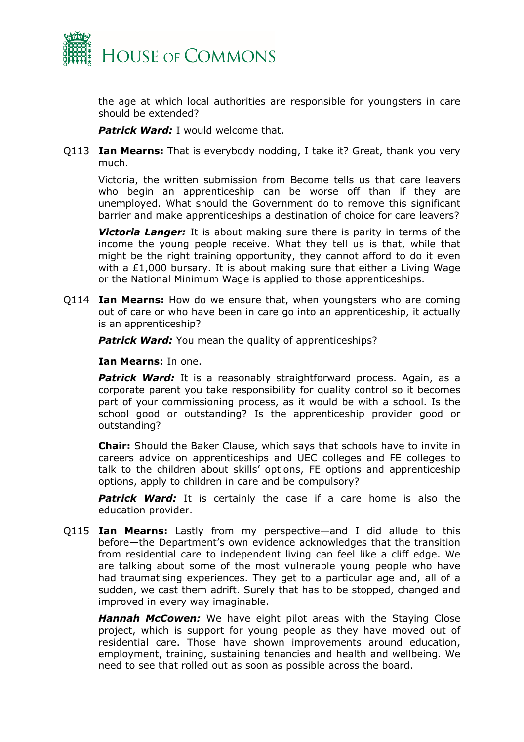the age at which local authorities are responsible for youngsters in care should be extended?

***Patrick Ward:*** I would welcome that.

Q113 **Ian Mearns:** That is everybody nodding, I take it? Great, thank you very much.

Victoria, the written submission from Become tells us that care leavers who begin an apprenticeship can be worse off than if they are unemployed. What should the Government do to remove this significant barrier and make apprenticeships a destination of choice for care leavers?

***Victoria Langer:*** It is about making sure there is parity in terms of the income the young people receive. What they tell us is that, while that might be the right training opportunity, they cannot afford to do it even with a £1,000 bursary. It is about making sure that either a Living Wage or the National Minimum Wage is applied to those apprenticeships.

Q114 **Ian Mearns:** How do we ensure that, when youngsters who are coming out of care or who have been in care go into an apprenticeship, it actually is an apprenticeship?

***Patrick Ward:*** You mean the quality of apprenticeships?

**Ian Mearns:** In one.

***Patrick Ward:*** It is a reasonably straightforward process. Again, as a corporate parent you take responsibility for quality control so it becomes part of your commissioning process, as it would be with a school. Is the school good or outstanding? Is the apprenticeship provider good or outstanding?

**Chair:** Should the Baker Clause, which says that schools have to invite in careers advice on apprenticeships and UEC colleges and FE colleges to talk to the children about skills' options, FE options and apprenticeship options, apply to children in care and be compulsory?

***Patrick Ward:*** It is certainly the case if a care home is also the education provider.

Q115 **Ian Mearns:** Lastly from my perspective—and I did allude to this before—the Department's own evidence acknowledges that the transition from residential care to independent living can feel like a cliff edge. We are talking about some of the most vulnerable young people who have had traumatising experiences. They get to a particular age and, all of a sudden, we cast them adrift. Surely that has to be stopped, changed and improved in every way imaginable.

***Hannah McCowen:*** We have eight pilot areas with the Staying Close project, which is support for young people as they have moved out of residential care. Those have shown improvements around education, employment, training, sustaining tenancies and health and wellbeing. We need to see that rolled out as soon as possible across the board.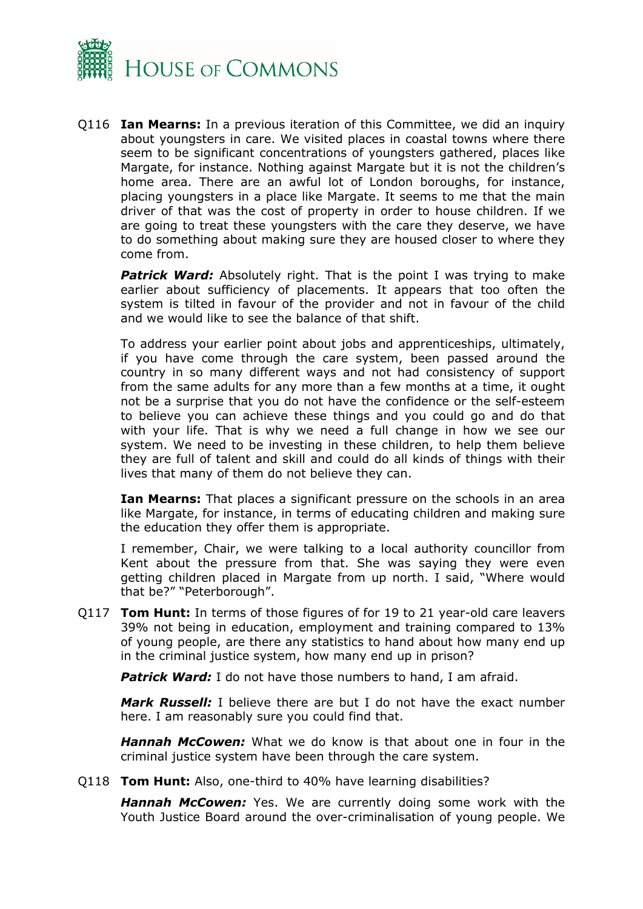Q116 **Ian Mearns:** In a previous iteration of this Committee, we did an inquiry about youngsters in care. We visited places in coastal towns where there seem to be significant concentrations of youngsters gathered, places like Margate, for instance. Nothing against Margate but it is not the children's home area. There are an awful lot of London boroughs, for instance, placing youngsters in a place like Margate. It seems to me that the main driver of that was the cost of property in order to house children. If we are going to treat these youngsters with the care they deserve, we have to do something about making sure they are housed closer to where they come from.

***Patrick Ward:*** Absolutely right. That is the point I was trying to make earlier about sufficiency of placements. It appears that too often the system is tilted in favour of the provider and not in favour of the child and we would like to see the balance of that shift.

To address your earlier point about jobs and apprenticeships, ultimately, if you have come through the care system, been passed around the country in so many different ways and not had consistency of support from the same adults for any more than a few months at a time, it ought not be a surprise that you do not have the confidence or the self-esteem to believe you can achieve these things and you could go and do that with your life. That is why we need a full change in how we see our system. We need to be investing in these children, to help them believe they are full of talent and skill and could do all kinds of things with their lives that many of them do not believe they can.

**Ian Mearns:** That places a significant pressure on the schools in an area like Margate, for instance, in terms of educating children and making sure the education they offer them is appropriate.

I remember, Chair, we were talking to a local authority councillor from Kent about the pressure from that. She was saying they were even getting children placed in Margate from up north. I said, "Where would that be?" "Peterborough".

Q117 **Tom Hunt:** In terms of those figures of for 19 to 21 year-old care leavers 39% not being in education, employment and training compared to 13% of young people, are there any statistics to hand about how many end up in the criminal justice system, how many end up in prison?

***Patrick Ward:*** I do not have those numbers to hand, I am afraid.

***Mark Russell:*** I believe there are but I do not have the exact number here. I am reasonably sure you could find that.

***Hannah McCowen:*** What we do know is that about one in four in the criminal justice system have been through the care system.

Q118 **Tom Hunt:** Also, one-third to 40% have learning disabilities?

***Hannah McCowen:*** Yes. We are currently doing some work with the Youth Justice Board around the over-criminalisation of young people. We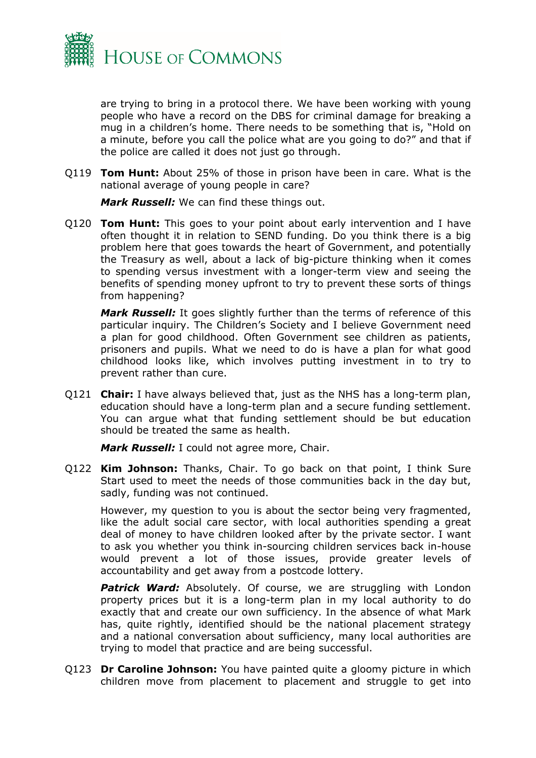are trying to bring in a protocol there. We have been working with young people who have a record on the DBS for criminal damage for breaking a mug in a children's home. There needs to be something that is, "Hold on a minute, before you call the police what are you going to do?" and that if the police are called it does not just go through.

Q119 **Tom Hunt:** About 25% of those in prison have been in care. What is the national average of young people in care?

***Mark Russell:*** We can find these things out.

Q120 **Tom Hunt:** This goes to your point about early intervention and I have often thought it in relation to SEND funding. Do you think there is a big problem here that goes towards the heart of Government, and potentially the Treasury as well, about a lack of big-picture thinking when it comes to spending versus investment with a longer-term view and seeing the benefits of spending money upfront to try to prevent these sorts of things from happening?

***Mark Russell:*** It goes slightly further than the terms of reference of this particular inquiry. The Children's Society and I believe Government need a plan for good childhood. Often Government see children as patients, prisoners and pupils. What we need to do is have a plan for what good childhood looks like, which involves putting investment in to try to prevent rather than cure.

Q121 **Chair:** I have always believed that, just as the NHS has a long-term plan, education should have a long-term plan and a secure funding settlement. You can argue what that funding settlement should be but education should be treated the same as health.

***Mark Russell:*** I could not agree more, Chair.

Q122 **Kim Johnson:** Thanks, Chair. To go back on that point, I think Sure Start used to meet the needs of those communities back in the day but, sadly, funding was not continued.

However, my question to you is about the sector being very fragmented, like the adult social care sector, with local authorities spending a great deal of money to have children looked after by the private sector. I want to ask you whether you think in-sourcing children services back in-house would prevent a lot of those issues, provide greater levels of accountability and get away from a postcode lottery.

***Patrick Ward:*** Absolutely. Of course, we are struggling with London property prices but it is a long-term plan in my local authority to do exactly that and create our own sufficiency. In the absence of what Mark has, quite rightly, identified should be the national placement strategy and a national conversation about sufficiency, many local authorities are trying to model that practice and are being successful.

Q123 **Dr Caroline Johnson:** You have painted quite a gloomy picture in which children move from placement to placement and struggle to get into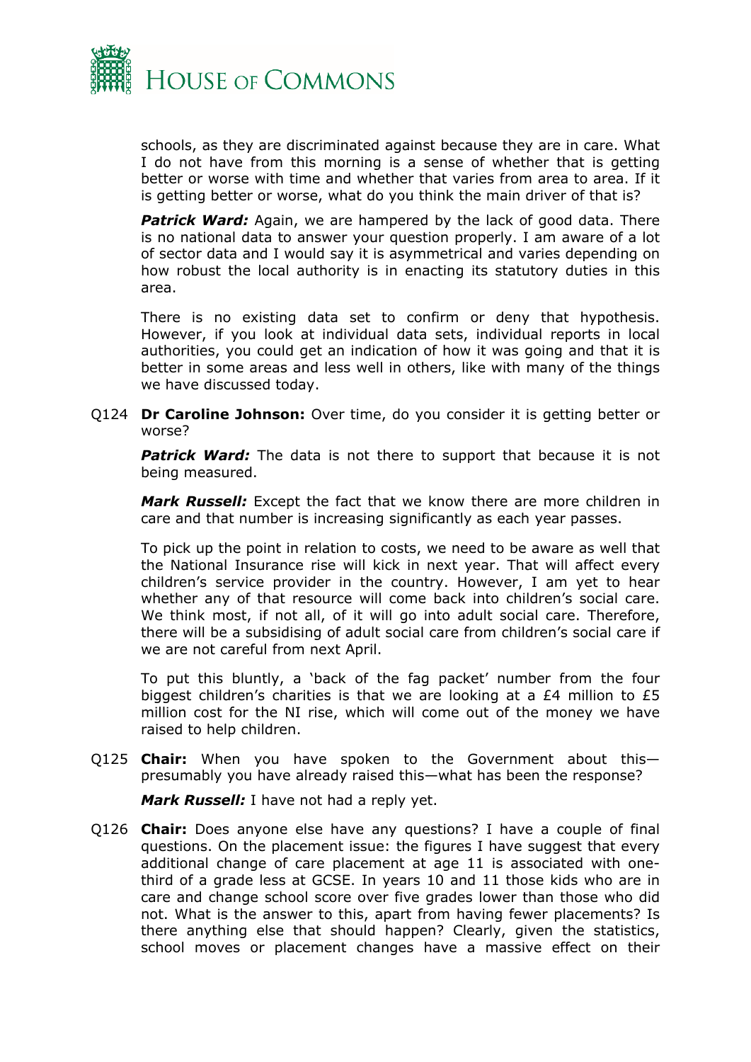schools, as they are discriminated against because they are in care. What I do not have from this morning is a sense of whether that is getting better or worse with time and whether that varies from area to area. If it is getting better or worse, what do you think the main driver of that is?

***Patrick Ward:*** Again, we are hampered by the lack of good data. There is no national data to answer your question properly. I am aware of a lot of sector data and I would say it is asymmetrical and varies depending on how robust the local authority is in enacting its statutory duties in this area.

There is no existing data set to confirm or deny that hypothesis. However, if you look at individual data sets, individual reports in local authorities, you could get an indication of how it was going and that it is better in some areas and less well in others, like with many of the things we have discussed today.

Q124 **Dr Caroline Johnson:** Over time, do you consider it is getting better or worse?

***Patrick Ward:*** The data is not there to support that because it is not being measured.

***Mark Russell:*** Except the fact that we know there are more children in care and that number is increasing significantly as each year passes.

To pick up the point in relation to costs, we need to be aware as well that the National Insurance rise will kick in next year. That will affect every children's service provider in the country. However, I am yet to hear whether any of that resource will come back into children's social care. We think most, if not all, of it will go into adult social care. Therefore, there will be a subsidising of adult social care from children's social care if we are not careful from next April.

To put this bluntly, a 'back of the fag packet' number from the four biggest children's charities is that we are looking at a £4 million to £5 million cost for the NI rise, which will come out of the money we have raised to help children.

Q125 **Chair:** When you have spoken to the Government about this—presumably you have already raised this—what has been the response?

***Mark Russell:*** I have not had a reply yet.

Q126 **Chair:** Does anyone else have any questions? I have a couple of final questions. On the placement issue: the figures I have suggest that every additional change of care placement at age 11 is associated with one-third of a grade less at GCSE. In years 10 and 11 those kids who are in care and change school score over five grades lower than those who did not. What is the answer to this, apart from having fewer placements? Is there anything else that should happen? Clearly, given the statistics, school moves or placement changes have a massive effect on their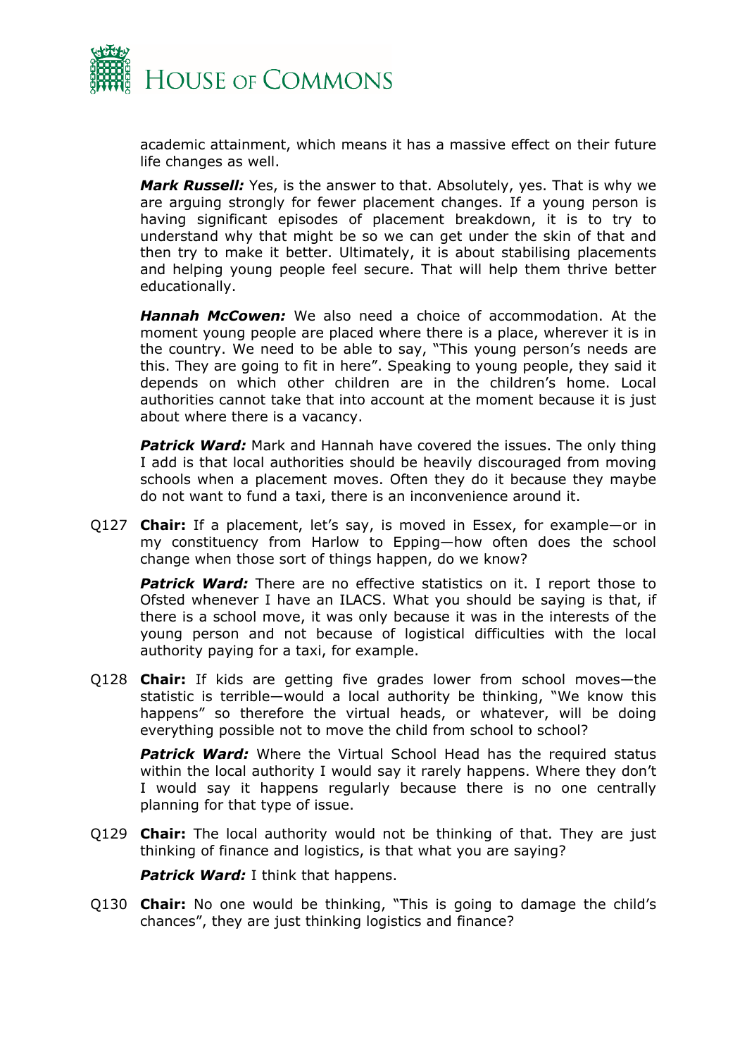academic attainment, which means it has a massive effect on their future life changes as well.

***Mark Russell:*** Yes, is the answer to that. Absolutely, yes. That is why we are arguing strongly for fewer placement changes. If a young person is having significant episodes of placement breakdown, it is to try to understand why that might be so we can get under the skin of that and then try to make it better. Ultimately, it is about stabilising placements and helping young people feel secure. That will help them thrive better educationally.

***Hannah McCowen:*** We also need a choice of accommodation. At the moment young people are placed where there is a place, wherever it is in the country. We need to be able to say, "This young person's needs are this. They are going to fit in here". Speaking to young people, they said it depends on which other children are in the children's home. Local authorities cannot take that into account at the moment because it is just about where there is a vacancy.

***Patrick Ward:*** Mark and Hannah have covered the issues. The only thing I add is that local authorities should be heavily discouraged from moving schools when a placement moves. Often they do it because they maybe do not want to fund a taxi, there is an inconvenience around it.

Q127 **Chair:** If a placement, let's say, is moved in Essex, for example—or in my constituency from Harlow to Epping—how often does the school change when those sort of things happen, do we know?

***Patrick Ward:*** There are no effective statistics on it. I report those to Ofsted whenever I have an ILACS. What you should be saying is that, if there is a school move, it was only because it was in the interests of the young person and not because of logistical difficulties with the local authority paying for a taxi, for example.

Q128 **Chair:** If kids are getting five grades lower from school moves—the statistic is terrible—would a local authority be thinking, "We know this happens" so therefore the virtual heads, or whatever, will be doing everything possible not to move the child from school to school?

***Patrick Ward:*** Where the Virtual School Head has the required status within the local authority I would say it rarely happens. Where they don't I would say it happens regularly because there is no one centrally planning for that type of issue.

Q129 **Chair:** The local authority would not be thinking of that. They are just thinking of finance and logistics, is that what you are saying?

***Patrick Ward:*** I think that happens.

Q130 **Chair:** No one would be thinking, "This is going to damage the child's chances", they are just thinking logistics and finance?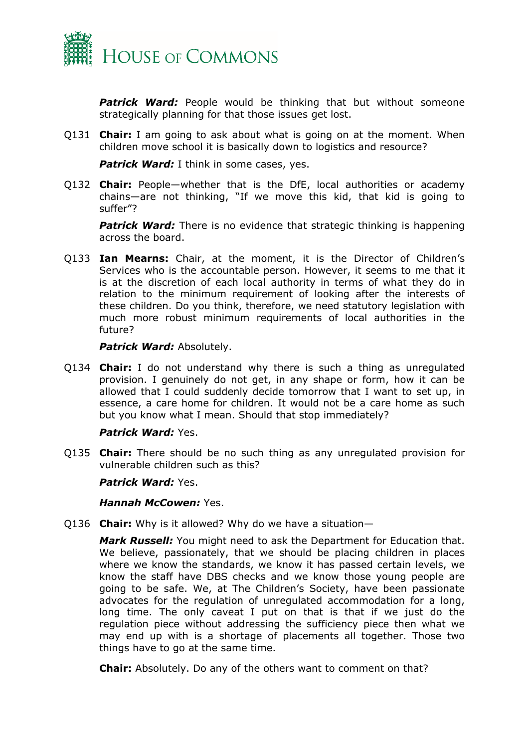***Patrick Ward:*** People would be thinking that but without someone strategically planning for that those issues get lost.

Q131 **Chair:** I am going to ask about what is going on at the moment. When children move school it is basically down to logistics and resource?

***Patrick Ward:*** I think in some cases, yes.

Q132 **Chair:** People—whether that is the DfE, local authorities or academy chains—are not thinking, "If we move this kid, that kid is going to suffer"?

***Patrick Ward:*** There is no evidence that strategic thinking is happening across the board.

Q133 **Ian Mearns:** Chair, at the moment, it is the Director of Children's Services who is the accountable person. However, it seems to me that it is at the discretion of each local authority in terms of what they do in relation to the minimum requirement of looking after the interests of these children. Do you think, therefore, we need statutory legislation with much more robust minimum requirements of local authorities in the future?

***Patrick Ward:*** Absolutely.

Q134 **Chair:** I do not understand why there is such a thing as unregulated provision. I genuinely do not get, in any shape or form, how it can be allowed that I could suddenly decide tomorrow that I want to set up, in essence, a care home for children. It would not be a care home as such but you know what I mean. Should that stop immediately?

***Patrick Ward:*** Yes.

Q135 **Chair:** There should be no such thing as any unregulated provision for vulnerable children such as this?

***Patrick Ward:*** Yes.

***Hannah McCowen:*** Yes.

Q136 **Chair:** Why is it allowed? Why do we have a situation—

***Mark Russell:*** You might need to ask the Department for Education that. We believe, passionately, that we should be placing children in places where we know the standards, we know it has passed certain levels, we know the staff have DBS checks and we know those young people are going to be safe. We, at The Children's Society, have been passionate advocates for the regulation of unregulated accommodation for a long, long time. The only caveat I put on that is that if we just do the regulation piece without addressing the sufficiency piece then what we may end up with is a shortage of placements all together. Those two things have to go at the same time.

**Chair:** Absolutely. Do any of the others want to comment on that?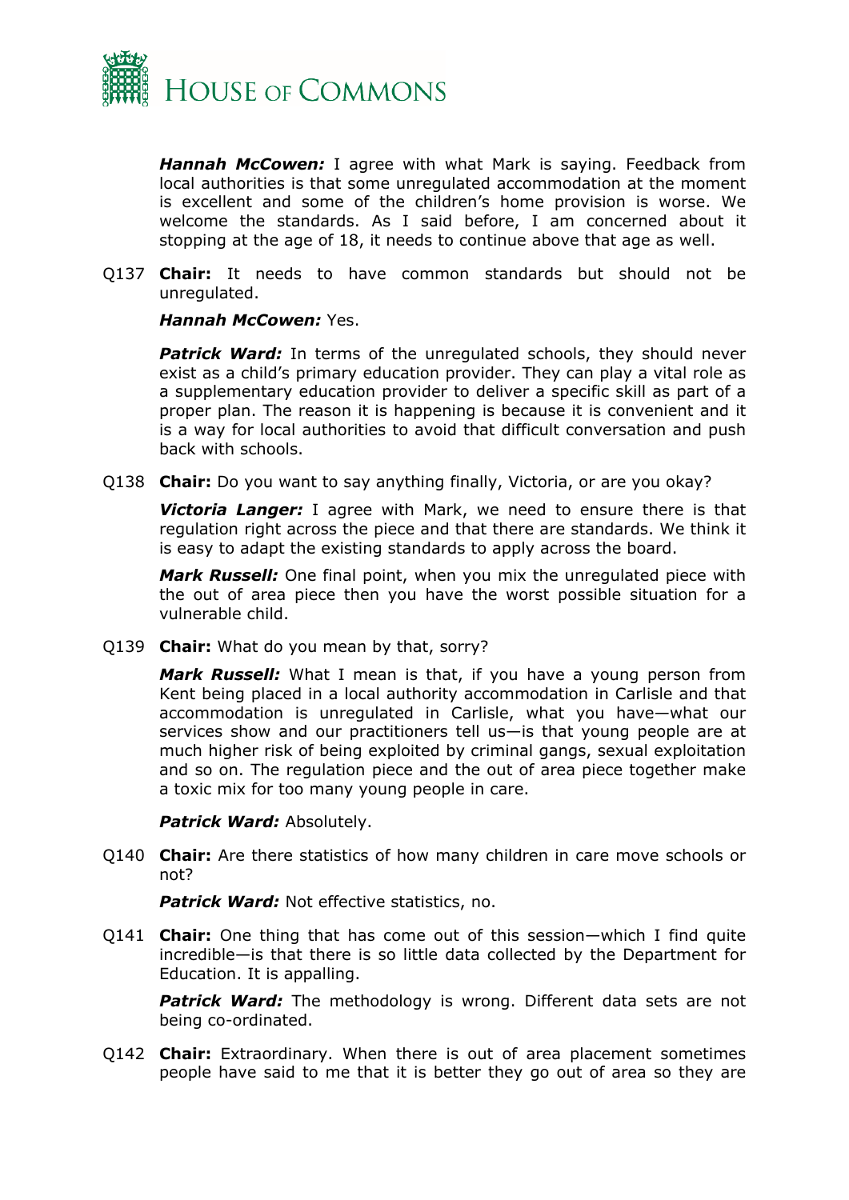***Hannah McCowen:*** I agree with what Mark is saying. Feedback from local authorities is that some unregulated accommodation at the moment is excellent and some of the children's home provision is worse. We welcome the standards. As I said before, I am concerned about it stopping at the age of 18, it needs to continue above that age as well.

Q137 **Chair:** It needs to have common standards but should not be unregulated.

***Hannah McCowen:*** Yes.

***Patrick Ward:*** In terms of the unregulated schools, they should never exist as a child's primary education provider. They can play a vital role as a supplementary education provider to deliver a specific skill as part of a proper plan. The reason it is happening is because it is convenient and it is a way for local authorities to avoid that difficult conversation and push back with schools.

Q138 **Chair:** Do you want to say anything finally, Victoria, or are you okay?

***Victoria Langer:*** I agree with Mark, we need to ensure there is that regulation right across the piece and that there are standards. We think it is easy to adapt the existing standards to apply across the board.

***Mark Russell:*** One final point, when you mix the unregulated piece with the out of area piece then you have the worst possible situation for a vulnerable child.

Q139 **Chair:** What do you mean by that, sorry?

***Mark Russell:*** What I mean is that, if you have a young person from Kent being placed in a local authority accommodation in Carlisle and that accommodation is unregulated in Carlisle, what you have—what our services show and our practitioners tell us—is that young people are at much higher risk of being exploited by criminal gangs, sexual exploitation and so on. The regulation piece and the out of area piece together make a toxic mix for too many young people in care.

***Patrick Ward:*** Absolutely.

Q140 **Chair:** Are there statistics of how many children in care move schools or not?

***Patrick Ward:*** Not effective statistics, no.

Q141 **Chair:** One thing that has come out of this session—which I find quite incredible—is that there is so little data collected by the Department for Education. It is appalling.

***Patrick Ward:*** The methodology is wrong. Different data sets are not being co-ordinated.

Q142 **Chair:** Extraordinary. When there is out of area placement sometimes people have said to me that it is better they go out of area so they are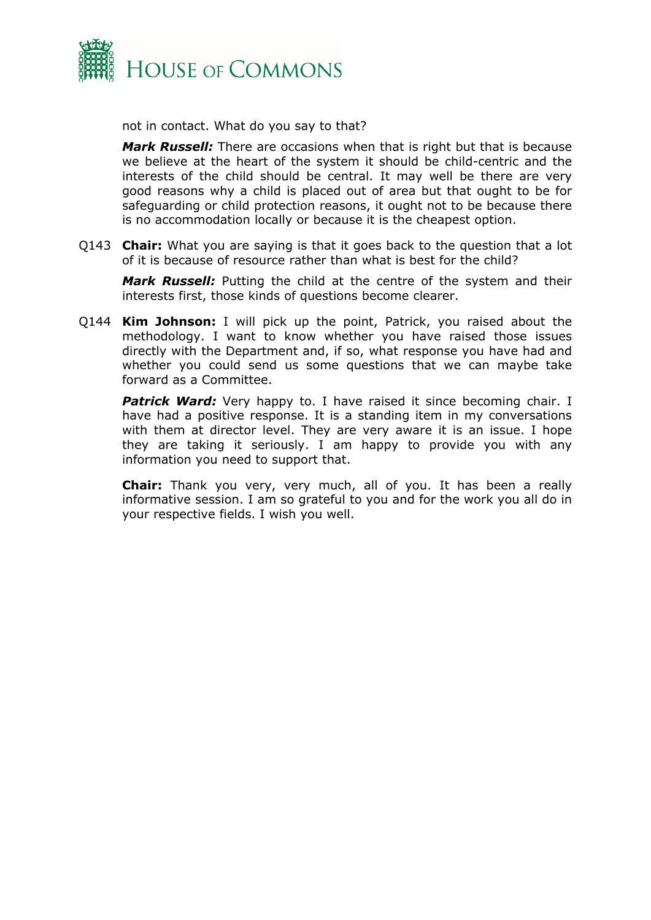not in contact. What do you say to that?

***Mark Russell:*** There are occasions when that is right but that is because we believe at the heart of the system it should be child-centric and the interests of the child should be central. It may well be there are very good reasons why a child is placed out of area but that ought to be for safeguarding or child protection reasons, it ought not to be because there is no accommodation locally or because it is the cheapest option.

Q143 **Chair:** What you are saying is that it goes back to the question that a lot of it is because of resource rather than what is best for the child?

***Mark Russell:*** Putting the child at the centre of the system and their interests first, those kinds of questions become clearer.

Q144 **Kim Johnson:** I will pick up the point, Patrick, you raised about the methodology. I want to know whether you have raised those issues directly with the Department and, if so, what response you have had and whether you could send us some questions that we can maybe take forward as a Committee.

***Patrick Ward:*** Very happy to. I have raised it since becoming chair. I have had a positive response. It is a standing item in my conversations with them at director level. They are very aware it is an issue. I hope they are taking it seriously. I am happy to provide you with any information you need to support that.

**Chair:** Thank you very, very much, all of you. It has been a really informative session. I am so grateful to you and for the work you all do in your respective fields. I wish you well.